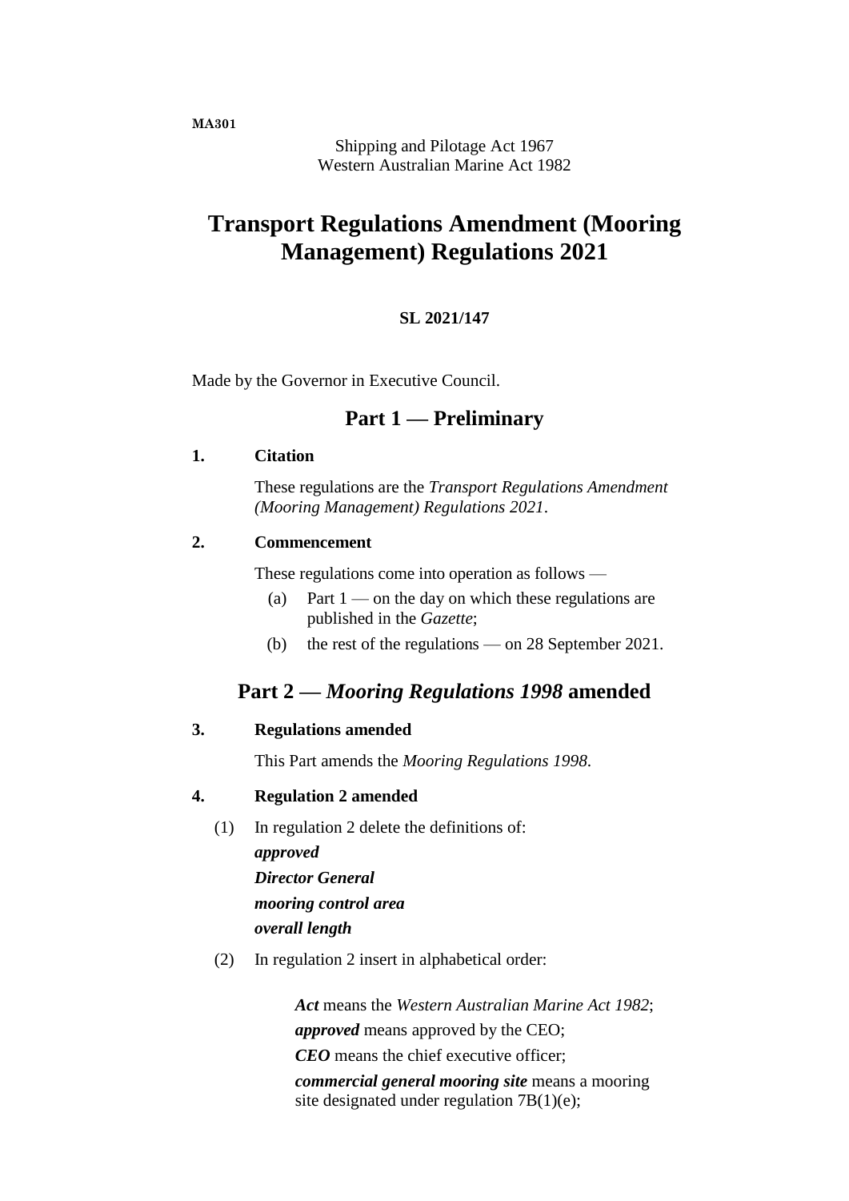MA301

Shipping and Pilotage Act 1967
Western Australian Marine Act 1982

# Transport Regulations Amendment (Mooring Management) Regulations 2021

**SL 2021/147**

Made by the Governor in Executive Council.

## Part 1 — Preliminary

### 1. Citation

These regulations are the *Transport Regulations Amendment (Mooring Management) Regulations 2021*.

### 2. Commencement

These regulations come into operation as follows —

(a) Part 1 — on the day on which these regulations are published in the *Gazette*;

(b) the rest of the regulations — on 28 September 2021.

## Part 2 — *Mooring Regulations 1998* amended

### 3. Regulations amended

This Part amends the *Mooring Regulations 1998*.

### 4. Regulation 2 amended

(1) In regulation 2 delete the definitions of:

***approved***

***Director General***

***mooring control area***

***overall length***

(2) In regulation 2 insert in alphabetical order:

***Act*** means the *Western Australian Marine Act 1982*;

***approved*** means approved by the CEO;

***CEO*** means the chief executive officer;

***commercial general mooring site*** means a mooring site designated under regulation 7B(1)(e);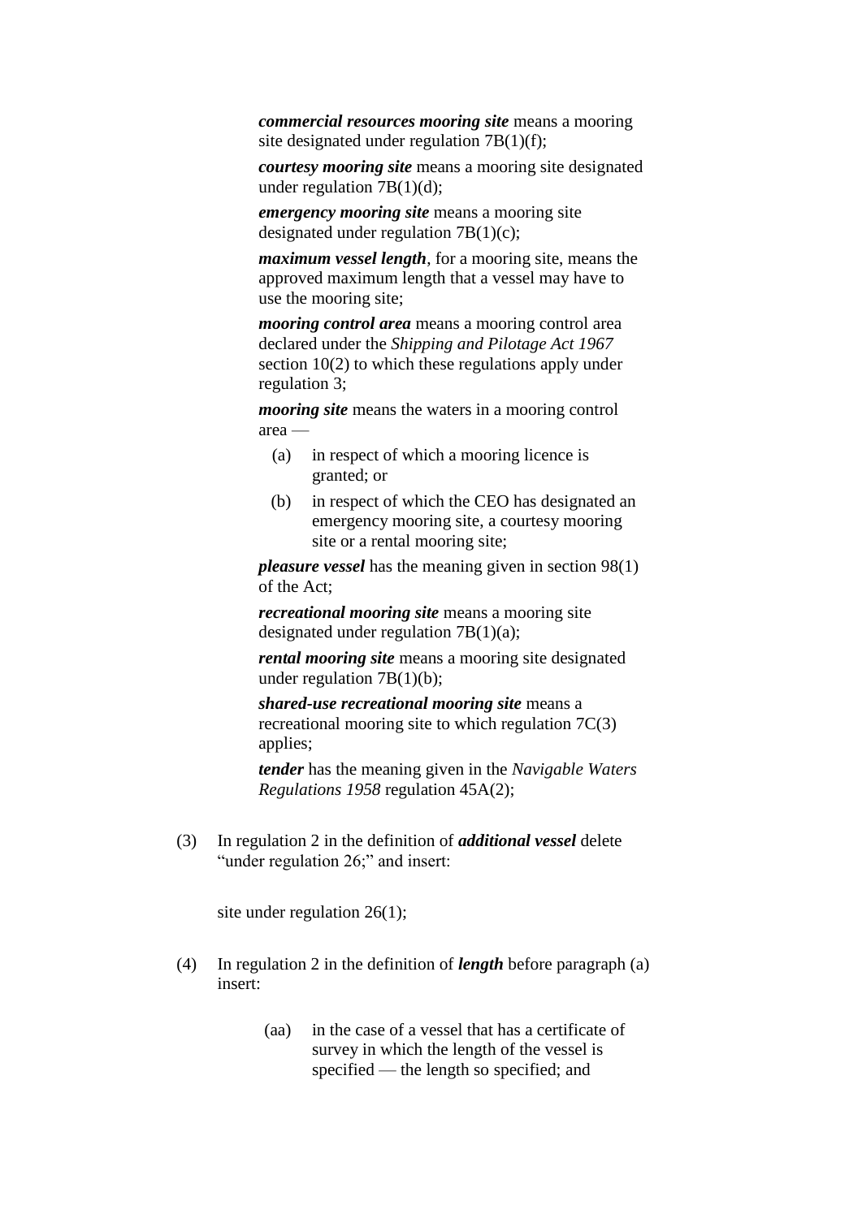***commercial resources mooring site*** means a mooring site designated under regulation 7B(1)(f);

***courtesy mooring site*** means a mooring site designated under regulation 7B(1)(d);

***emergency mooring site*** means a mooring site designated under regulation 7B(1)(c);

***maximum vessel length***, for a mooring site, means the approved maximum length that a vessel may have to use the mooring site;

***mooring control area*** means a mooring control area declared under the *Shipping and Pilotage Act 1967* section 10(2) to which these regulations apply under regulation 3;

***mooring site*** means the waters in a mooring control area —

(a) in respect of which a mooring licence is granted; or

(b) in respect of which the CEO has designated an emergency mooring site, a courtesy mooring site or a rental mooring site;

***pleasure vessel*** has the meaning given in section 98(1) of the Act;

***recreational mooring site*** means a mooring site designated under regulation 7B(1)(a);

***rental mooring site*** means a mooring site designated under regulation 7B(1)(b);

***shared-use recreational mooring site*** means a recreational mooring site to which regulation 7C(3) applies;

***tender*** has the meaning given in the *Navigable Waters Regulations 1958* regulation 45A(2);

(3) In regulation 2 in the definition of ***additional vessel*** delete "under regulation 26;" and insert:

site under regulation 26(1);

(4) In regulation 2 in the definition of ***length*** before paragraph (a) insert:

(aa) in the case of a vessel that has a certificate of survey in which the length of the vessel is specified — the length so specified; and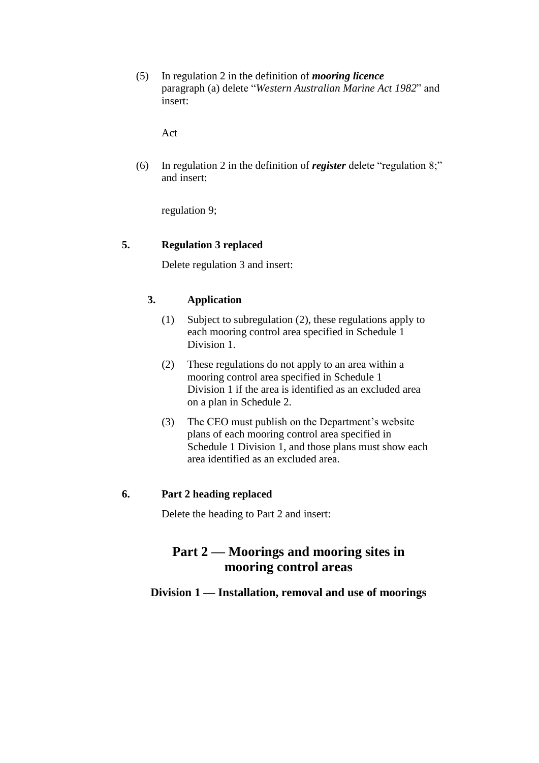(5) In regulation 2 in the definition of ***mooring licence*** paragraph (a) delete "*Western Australian Marine Act 1982*" and insert:

Act

(6) In regulation 2 in the definition of ***register*** delete "regulation 8;" and insert:

regulation 9;

**5. Regulation 3 replaced**

Delete regulation 3 and insert:

**3. Application**

(1) Subject to subregulation (2), these regulations apply to each mooring control area specified in Schedule 1 Division 1.

(2) These regulations do not apply to an area within a mooring control area specified in Schedule 1 Division 1 if the area is identified as an excluded area on a plan in Schedule 2.

(3) The CEO must publish on the Department's website plans of each mooring control area specified in Schedule 1 Division 1, and those plans must show each area identified as an excluded area.

**6. Part 2 heading replaced**

Delete the heading to Part 2 and insert:

## Part 2 — Moorings and mooring sites in mooring control areas

### Division 1 — Installation, removal and use of moorings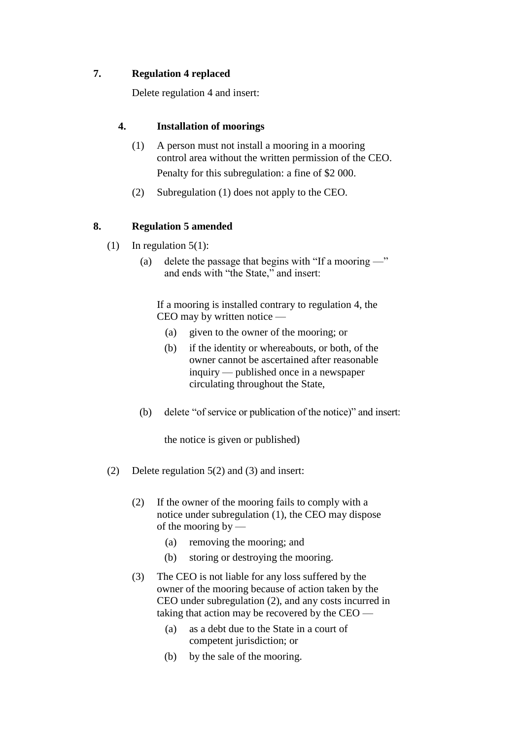**7. Regulation 4 replaced**

Delete regulation 4 and insert:

**4. Installation of moorings**

(1) A person must not install a mooring in a mooring control area without the written permission of the CEO.

Penalty for this subregulation: a fine of $2 000.

(2) Subregulation (1) does not apply to the CEO.

**8. Regulation 5 amended**

(1) In regulation 5(1):

(a) delete the passage that begins with "If a mooring —" and ends with "the State," and insert:

If a mooring is installed contrary to regulation 4, the CEO may by written notice —

(a) given to the owner of the mooring; or

(b) if the identity or whereabouts, or both, of the owner cannot be ascertained after reasonable inquiry — published once in a newspaper circulating throughout the State,

(b) delete "of service or publication of the notice)" and insert:

the notice is given or published)

(2) Delete regulation 5(2) and (3) and insert:

(2) If the owner of the mooring fails to comply with a notice under subregulation (1), the CEO may dispose of the mooring by —

(a) removing the mooring; and

(b) storing or destroying the mooring.

(3) The CEO is not liable for any loss suffered by the owner of the mooring because of action taken by the CEO under subregulation (2), and any costs incurred in taking that action may be recovered by the CEO —

(a) as a debt due to the State in a court of competent jurisdiction; or

(b) by the sale of the mooring.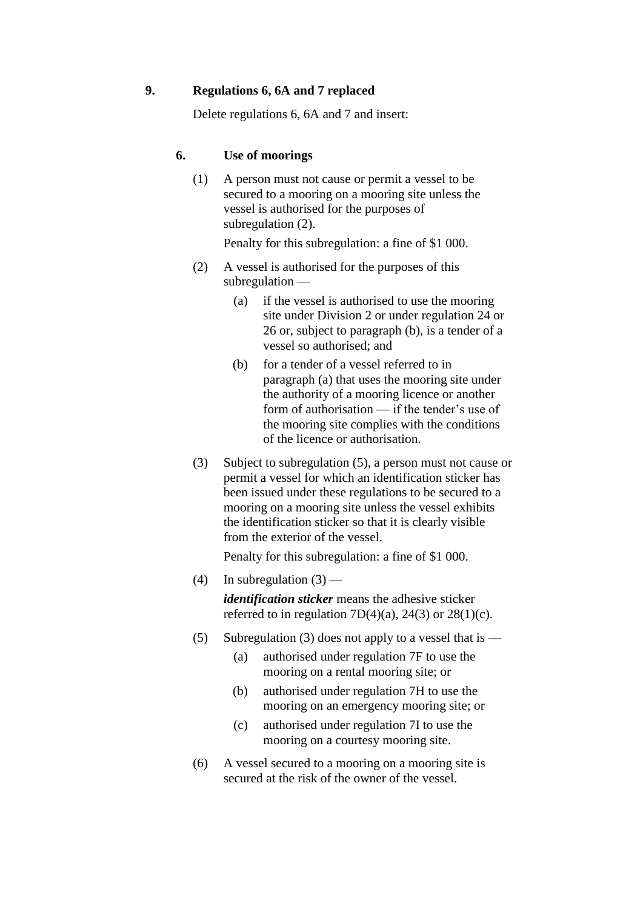## 9. Regulations 6, 6A and 7 replaced

Delete regulations 6, 6A and 7 and insert:

### 6. Use of moorings

(1) A person must not cause or permit a vessel to be secured to a mooring on a mooring site unless the vessel is authorised for the purposes of subregulation (2).

Penalty for this subregulation: a fine of $1 000.

(2) A vessel is authorised for the purposes of this subregulation —

   (a) if the vessel is authorised to use the mooring site under Division 2 or under regulation 24 or 26 or, subject to paragraph (b), is a tender of a vessel so authorised; and

   (b) for a tender of a vessel referred to in paragraph (a) that uses the mooring site under the authority of a mooring licence or another form of authorisation — if the tender's use of the mooring site complies with the conditions of the licence or authorisation.

(3) Subject to subregulation (5), a person must not cause or permit a vessel for which an identification sticker has been issued under these regulations to be secured to a mooring on a mooring site unless the vessel exhibits the identification sticker so that it is clearly visible from the exterior of the vessel.

Penalty for this subregulation: a fine of $1 000.

(4) In subregulation (3) —

***identification sticker*** means the adhesive sticker referred to in regulation 7D(4)(a), 24(3) or 28(1)(c).

(5) Subregulation (3) does not apply to a vessel that is —

   (a) authorised under regulation 7F to use the mooring on a rental mooring site; or

   (b) authorised under regulation 7H to use the mooring on an emergency mooring site; or

   (c) authorised under regulation 7I to use the mooring on a courtesy mooring site.

(6) A vessel secured to a mooring on a mooring site is secured at the risk of the owner of the vessel.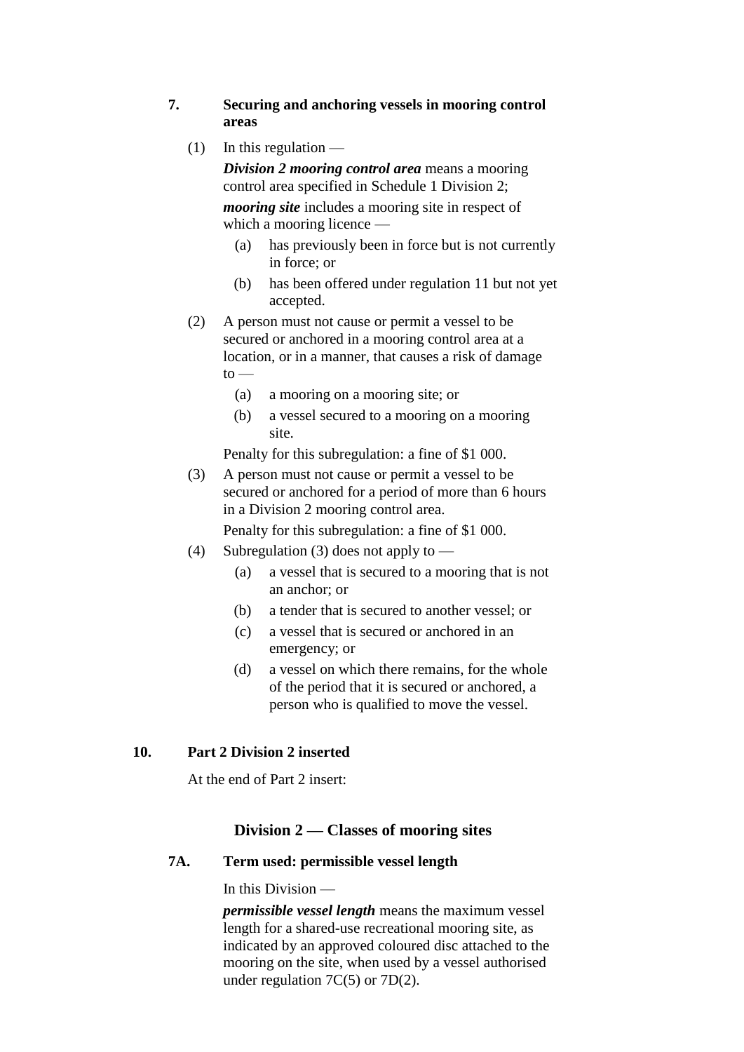**7. Securing and anchoring vessels in mooring control areas**

(1) In this regulation —

***Division 2 mooring control area*** means a mooring control area specified in Schedule 1 Division 2;

***mooring site*** includes a mooring site in respect of which a mooring licence —

(a) has previously been in force but is not currently in force; or

(b) has been offered under regulation 11 but not yet accepted.

(2) A person must not cause or permit a vessel to be secured or anchored in a mooring control area at a location, or in a manner, that causes a risk of damage to —

(a) a mooring on a mooring site; or

(b) a vessel secured to a mooring on a mooring site.

Penalty for this subregulation: a fine of $1 000.

(3) A person must not cause or permit a vessel to be secured or anchored for a period of more than 6 hours in a Division 2 mooring control area.

Penalty for this subregulation: a fine of $1 000.

(4) Subregulation (3) does not apply to —

(a) a vessel that is secured to a mooring that is not an anchor; or

(b) a tender that is secured to another vessel; or

(c) a vessel that is secured or anchored in an emergency; or

(d) a vessel on which there remains, for the whole of the period that it is secured or anchored, a person who is qualified to move the vessel.

**10. Part 2 Division 2 inserted**

At the end of Part 2 insert:

## Division 2 — Classes of mooring sites

**7A. Term used: permissible vessel length**

In this Division —

***permissible vessel length*** means the maximum vessel length for a shared-use recreational mooring site, as indicated by an approved coloured disc attached to the mooring on the site, when used by a vessel authorised under regulation 7C(5) or 7D(2).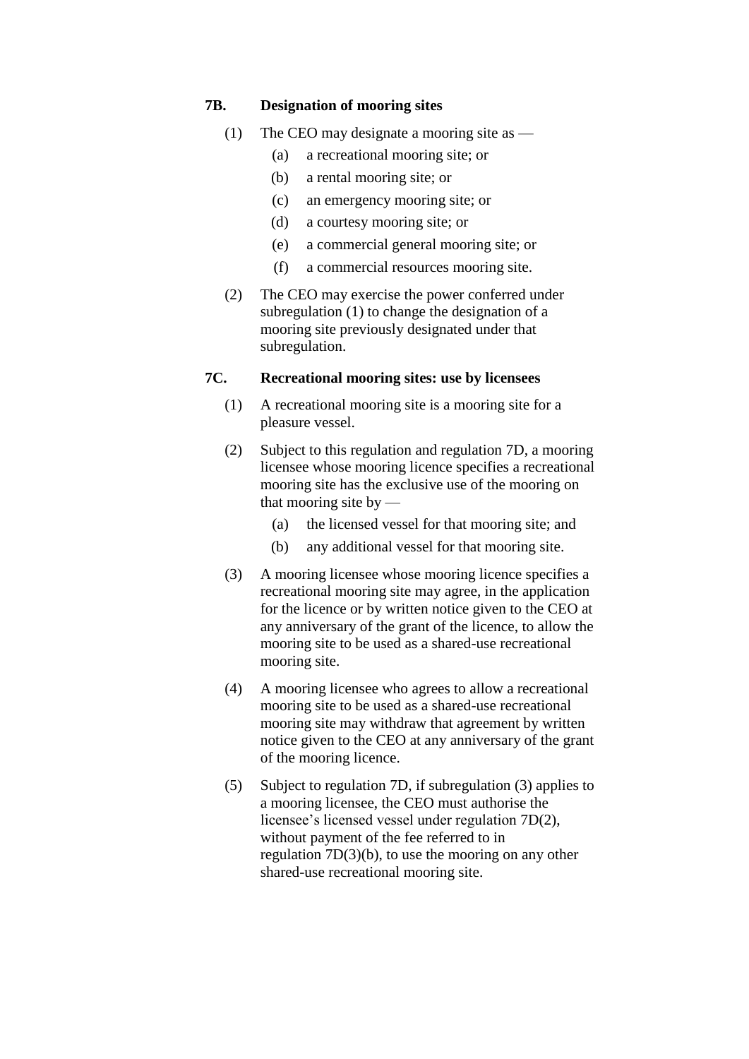### 7B. Designation of mooring sites

(1) The CEO may designate a mooring site as —

(a) a recreational mooring site; or

(b) a rental mooring site; or

(c) an emergency mooring site; or

(d) a courtesy mooring site; or

(e) a commercial general mooring site; or

(f) a commercial resources mooring site.

(2) The CEO may exercise the power conferred under subregulation (1) to change the designation of a mooring site previously designated under that subregulation.

### 7C. Recreational mooring sites: use by licensees

(1) A recreational mooring site is a mooring site for a pleasure vessel.

(2) Subject to this regulation and regulation 7D, a mooring licensee whose mooring licence specifies a recreational mooring site has the exclusive use of the mooring on that mooring site by —

(a) the licensed vessel for that mooring site; and

(b) any additional vessel for that mooring site.

(3) A mooring licensee whose mooring licence specifies a recreational mooring site may agree, in the application for the licence or by written notice given to the CEO at any anniversary of the grant of the licence, to allow the mooring site to be used as a shared-use recreational mooring site.

(4) A mooring licensee who agrees to allow a recreational mooring site to be used as a shared-use recreational mooring site may withdraw that agreement by written notice given to the CEO at any anniversary of the grant of the mooring licence.

(5) Subject to regulation 7D, if subregulation (3) applies to a mooring licensee, the CEO must authorise the licensee's licensed vessel under regulation 7D(2), without payment of the fee referred to in regulation 7D(3)(b), to use the mooring on any other shared-use recreational mooring site.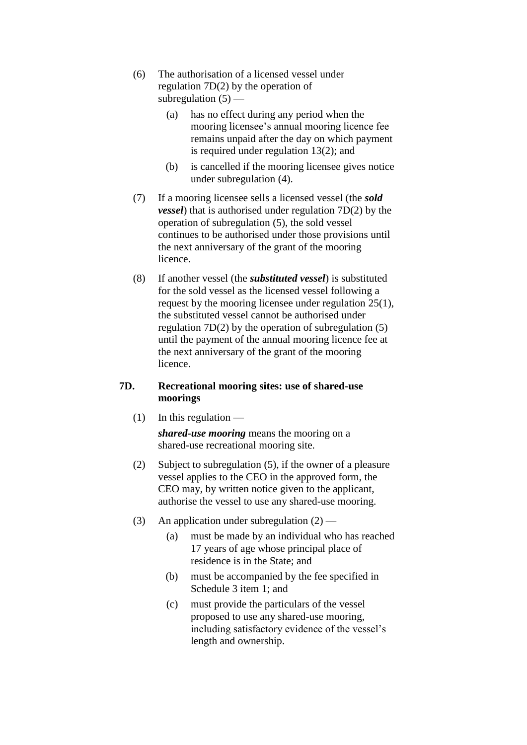(6) The authorisation of a licensed vessel under regulation 7D(2) by the operation of subregulation (5) —

(a) has no effect during any period when the mooring licensee's annual mooring licence fee remains unpaid after the day on which payment is required under regulation 13(2); and

(b) is cancelled if the mooring licensee gives notice under subregulation (4).

(7) If a mooring licensee sells a licensed vessel (the ***sold vessel***) that is authorised under regulation 7D(2) by the operation of subregulation (5), the sold vessel continues to be authorised under those provisions until the next anniversary of the grant of the mooring licence.

(8) If another vessel (the ***substituted vessel***) is substituted for the sold vessel as the licensed vessel following a request by the mooring licensee under regulation 25(1), the substituted vessel cannot be authorised under regulation 7D(2) by the operation of subregulation (5) until the payment of the annual mooring licence fee at the next anniversary of the grant of the mooring licence.

### 7D. Recreational mooring sites: use of shared-use moorings

(1) In this regulation —

***shared-use mooring*** means the mooring on a shared-use recreational mooring site.

(2) Subject to subregulation (5), if the owner of a pleasure vessel applies to the CEO in the approved form, the CEO may, by written notice given to the applicant, authorise the vessel to use any shared-use mooring.

(3) An application under subregulation (2) —

(a) must be made by an individual who has reached 17 years of age whose principal place of residence is in the State; and

(b) must be accompanied by the fee specified in Schedule 3 item 1; and

(c) must provide the particulars of the vessel proposed to use any shared-use mooring, including satisfactory evidence of the vessel's length and ownership.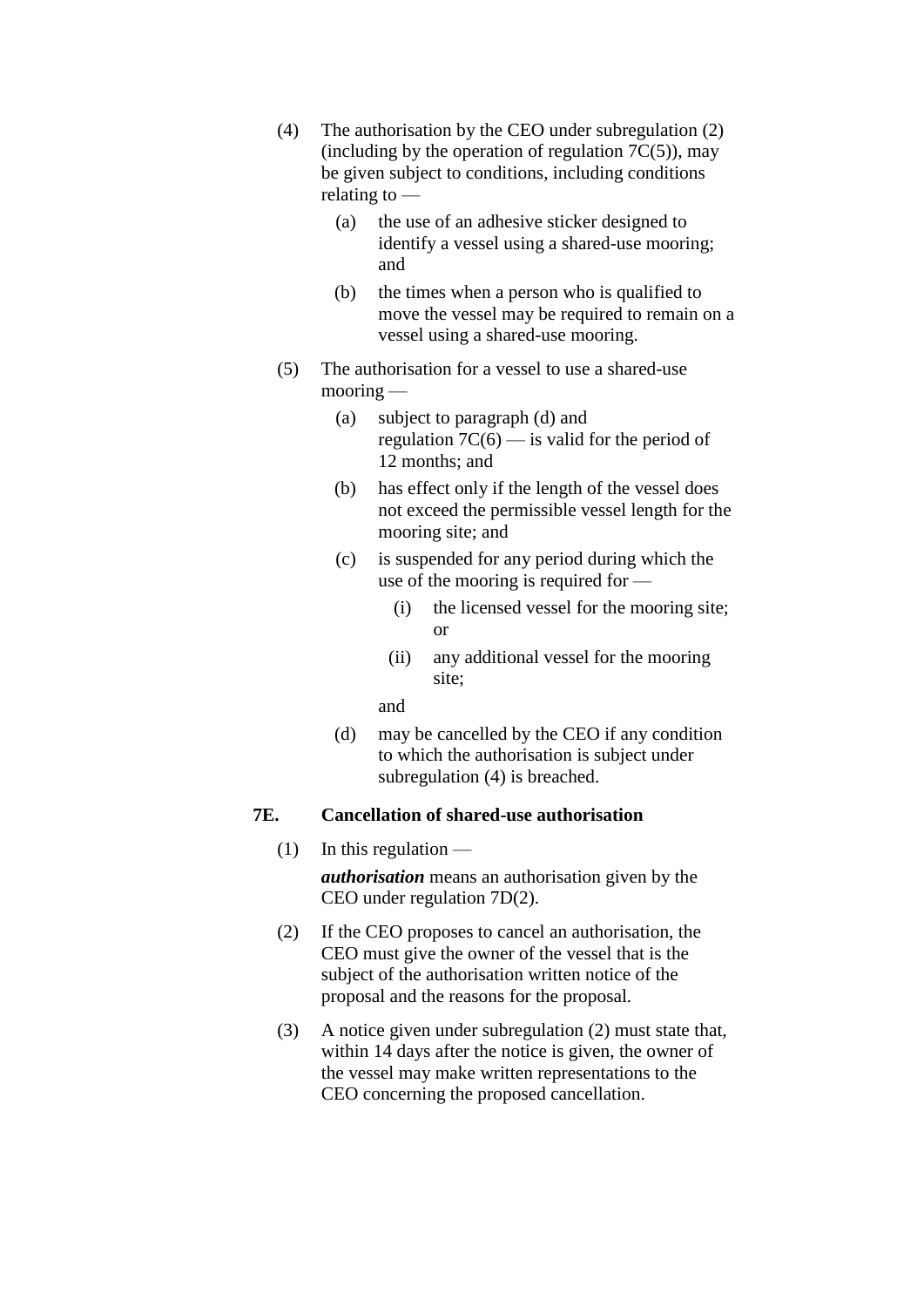(4) The authorisation by the CEO under subregulation (2) (including by the operation of regulation 7C(5)), may be given subject to conditions, including conditions relating to —

  (a) the use of an adhesive sticker designed to identify a vessel using a shared-use mooring; and

  (b) the times when a person who is qualified to move the vessel may be required to remain on a vessel using a shared-use mooring.

(5) The authorisation for a vessel to use a shared-use mooring —

  (a) subject to paragraph (d) and regulation 7C(6) — is valid for the period of 12 months; and

  (b) has effect only if the length of the vessel does not exceed the permissible vessel length for the mooring site; and

  (c) is suspended for any period during which the use of the mooring is required for —

    (i) the licensed vessel for the mooring site; or

    (ii) any additional vessel for the mooring site;

  and

  (d) may be cancelled by the CEO if any condition to which the authorisation is subject under subregulation (4) is breached.

### 7E. Cancellation of shared-use authorisation

(1) In this regulation —

***authorisation*** means an authorisation given by the CEO under regulation 7D(2).

(2) If the CEO proposes to cancel an authorisation, the CEO must give the owner of the vessel that is the subject of the authorisation written notice of the proposal and the reasons for the proposal.

(3) A notice given under subregulation (2) must state that, within 14 days after the notice is given, the owner of the vessel may make written representations to the CEO concerning the proposed cancellation.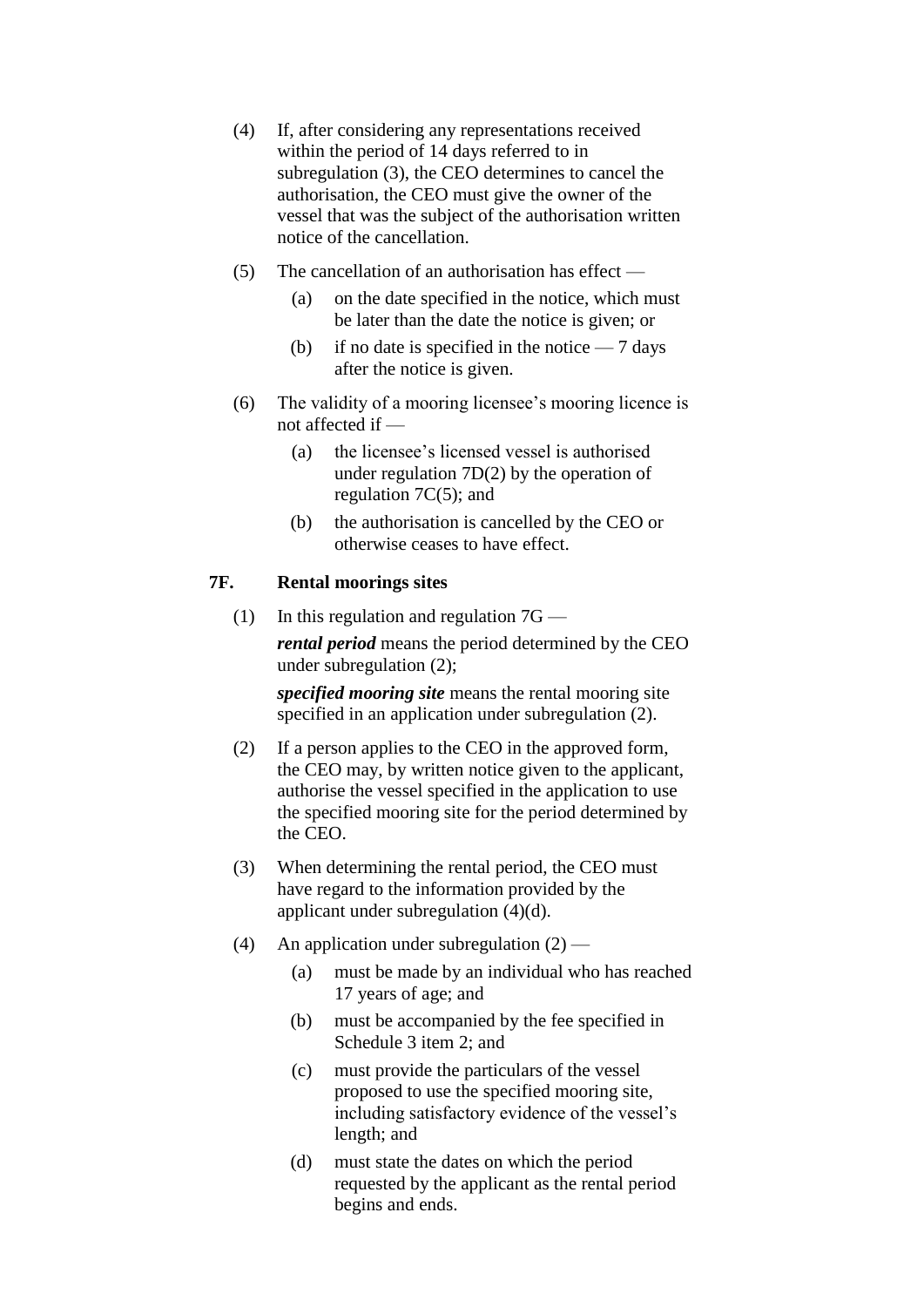(4) If, after considering any representations received within the period of 14 days referred to in subregulation (3), the CEO determines to cancel the authorisation, the CEO must give the owner of the vessel that was the subject of the authorisation written notice of the cancellation.

(5) The cancellation of an authorisation has effect —

  (a) on the date specified in the notice, which must be later than the date the notice is given; or

  (b) if no date is specified in the notice — 7 days after the notice is given.

(6) The validity of a mooring licensee's mooring licence is not affected if —

  (a) the licensee's licensed vessel is authorised under regulation 7D(2) by the operation of regulation 7C(5); and

  (b) the authorisation is cancelled by the CEO or otherwise ceases to have effect.

### 7F. Rental moorings sites

(1) In this regulation and regulation 7G —

***rental period*** means the period determined by the CEO under subregulation (2);

***specified mooring site*** means the rental mooring site specified in an application under subregulation (2).

(2) If a person applies to the CEO in the approved form, the CEO may, by written notice given to the applicant, authorise the vessel specified in the application to use the specified mooring site for the period determined by the CEO.

(3) When determining the rental period, the CEO must have regard to the information provided by the applicant under subregulation (4)(d).

(4) An application under subregulation (2) —

  (a) must be made by an individual who has reached 17 years of age; and

  (b) must be accompanied by the fee specified in Schedule 3 item 2; and

  (c) must provide the particulars of the vessel proposed to use the specified mooring site, including satisfactory evidence of the vessel's length; and

  (d) must state the dates on which the period requested by the applicant as the rental period begins and ends.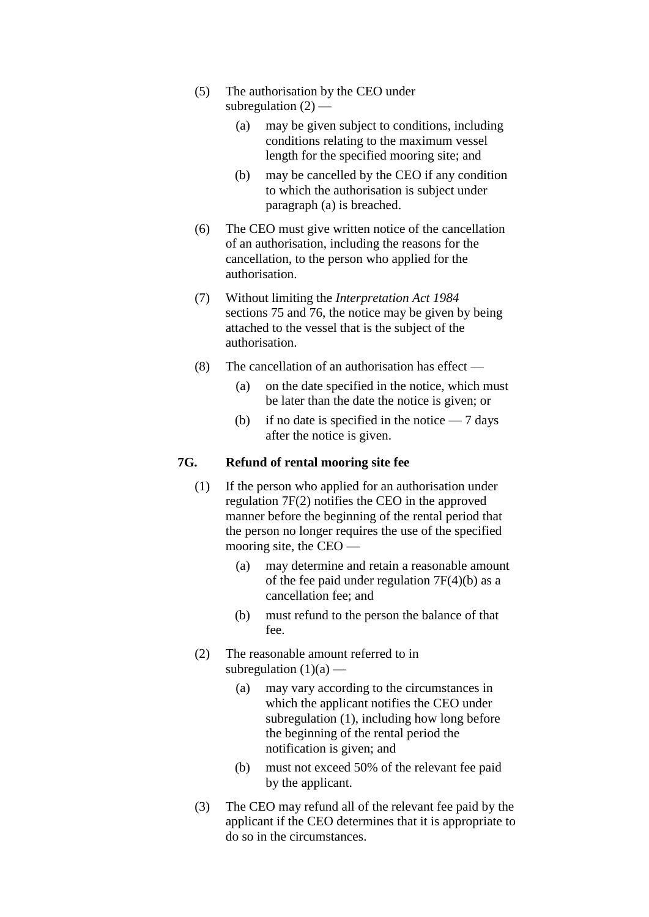(5) The authorisation by the CEO under subregulation (2) —

  (a) may be given subject to conditions, including conditions relating to the maximum vessel length for the specified mooring site; and

  (b) may be cancelled by the CEO if any condition to which the authorisation is subject under paragraph (a) is breached.

(6) The CEO must give written notice of the cancellation of an authorisation, including the reasons for the cancellation, to the person who applied for the authorisation.

(7) Without limiting the *Interpretation Act 1984* sections 75 and 76, the notice may be given by being attached to the vessel that is the subject of the authorisation.

(8) The cancellation of an authorisation has effect —

  (a) on the date specified in the notice, which must be later than the date the notice is given; or

  (b) if no date is specified in the notice — 7 days after the notice is given.

### 7G. Refund of rental mooring site fee

(1) If the person who applied for an authorisation under regulation 7F(2) notifies the CEO in the approved manner before the beginning of the rental period that the person no longer requires the use of the specified mooring site, the CEO —

  (a) may determine and retain a reasonable amount of the fee paid under regulation 7F(4)(b) as a cancellation fee; and

  (b) must refund to the person the balance of that fee.

(2) The reasonable amount referred to in subregulation (1)(a) —

  (a) may vary according to the circumstances in which the applicant notifies the CEO under subregulation (1), including how long before the beginning of the rental period the notification is given; and

  (b) must not exceed 50% of the relevant fee paid by the applicant.

(3) The CEO may refund all of the relevant fee paid by the applicant if the CEO determines that it is appropriate to do so in the circumstances.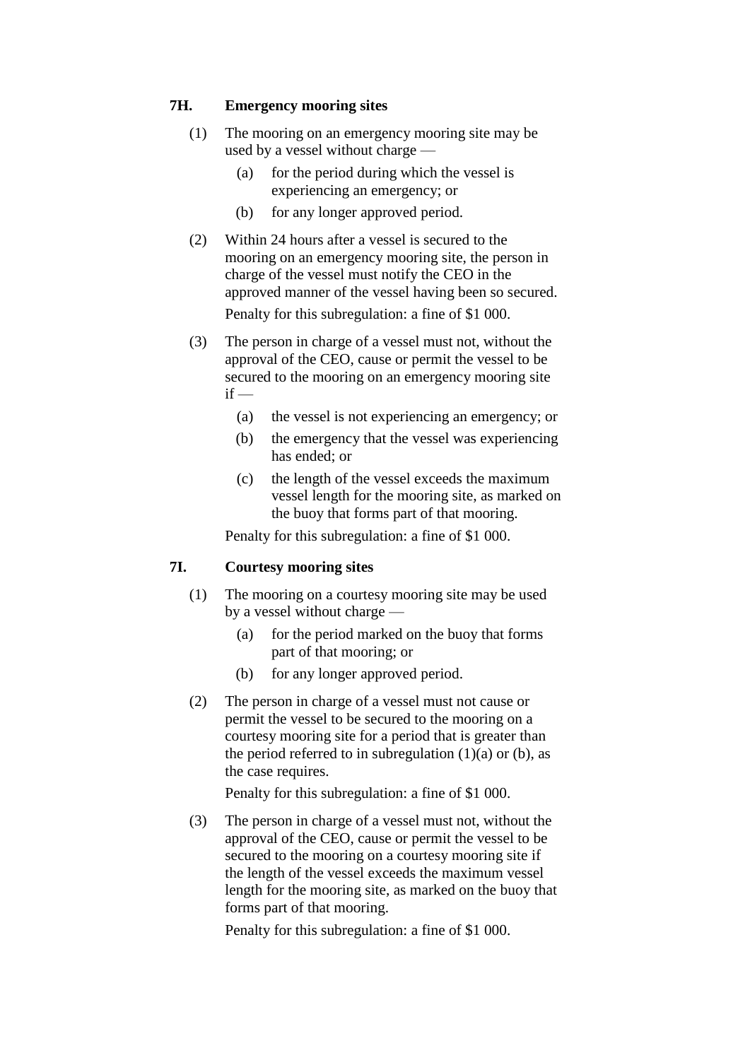### 7H. Emergency mooring sites

(1) The mooring on an emergency mooring site may be used by a vessel without charge —

(a) for the period during which the vessel is experiencing an emergency; or

(b) for any longer approved period.

(2) Within 24 hours after a vessel is secured to the mooring on an emergency mooring site, the person in charge of the vessel must notify the CEO in the approved manner of the vessel having been so secured.

Penalty for this subregulation: a fine of $1 000.

(3) The person in charge of a vessel must not, without the approval of the CEO, cause or permit the vessel to be secured to the mooring on an emergency mooring site if —

(a) the vessel is not experiencing an emergency; or

(b) the emergency that the vessel was experiencing has ended; or

(c) the length of the vessel exceeds the maximum vessel length for the mooring site, as marked on the buoy that forms part of that mooring.

Penalty for this subregulation: a fine of $1 000.

### 7I. Courtesy mooring sites

(1) The mooring on a courtesy mooring site may be used by a vessel without charge —

(a) for the period marked on the buoy that forms part of that mooring; or

(b) for any longer approved period.

(2) The person in charge of a vessel must not cause or permit the vessel to be secured to the mooring on a courtesy mooring site for a period that is greater than the period referred to in subregulation (1)(a) or (b), as the case requires.

Penalty for this subregulation: a fine of $1 000.

(3) The person in charge of a vessel must not, without the approval of the CEO, cause or permit the vessel to be secured to the mooring on a courtesy mooring site if the length of the vessel exceeds the maximum vessel length for the mooring site, as marked on the buoy that forms part of that mooring.

Penalty for this subregulation: a fine of $1 000.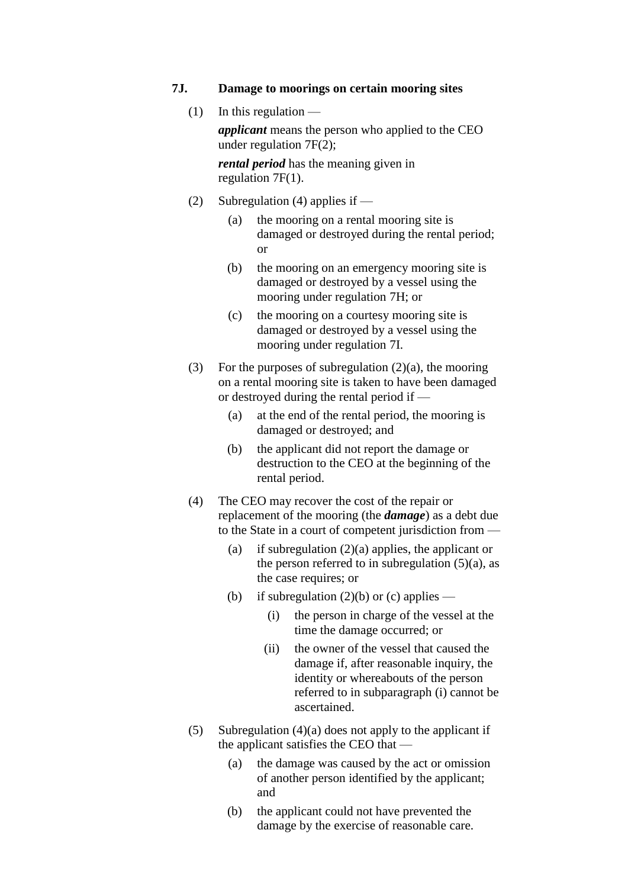### 7J. Damage to moorings on certain mooring sites

(1) In this regulation —

***applicant*** means the person who applied to the CEO under regulation 7F(2);

***rental period*** has the meaning given in regulation 7F(1).

(2) Subregulation (4) applies if —

- (a) the mooring on a rental mooring site is damaged or destroyed during the rental period; or
- (b) the mooring on an emergency mooring site is damaged or destroyed by a vessel using the mooring under regulation 7H; or
- (c) the mooring on a courtesy mooring site is damaged or destroyed by a vessel using the mooring under regulation 7I.

(3) For the purposes of subregulation (2)(a), the mooring on a rental mooring site is taken to have been damaged or destroyed during the rental period if —

- (a) at the end of the rental period, the mooring is damaged or destroyed; and
- (b) the applicant did not report the damage or destruction to the CEO at the beginning of the rental period.

(4) The CEO may recover the cost of the repair or replacement of the mooring (the ***damage***) as a debt due to the State in a court of competent jurisdiction from —

- (a) if subregulation (2)(a) applies, the applicant or the person referred to in subregulation (5)(a), as the case requires; or
- (b) if subregulation (2)(b) or (c) applies —
  - (i) the person in charge of the vessel at the time the damage occurred; or
  - (ii) the owner of the vessel that caused the damage if, after reasonable inquiry, the identity or whereabouts of the person referred to in subparagraph (i) cannot be ascertained.

(5) Subregulation (4)(a) does not apply to the applicant if the applicant satisfies the CEO that —

- (a) the damage was caused by the act or omission of another person identified by the applicant; and
- (b) the applicant could not have prevented the damage by the exercise of reasonable care.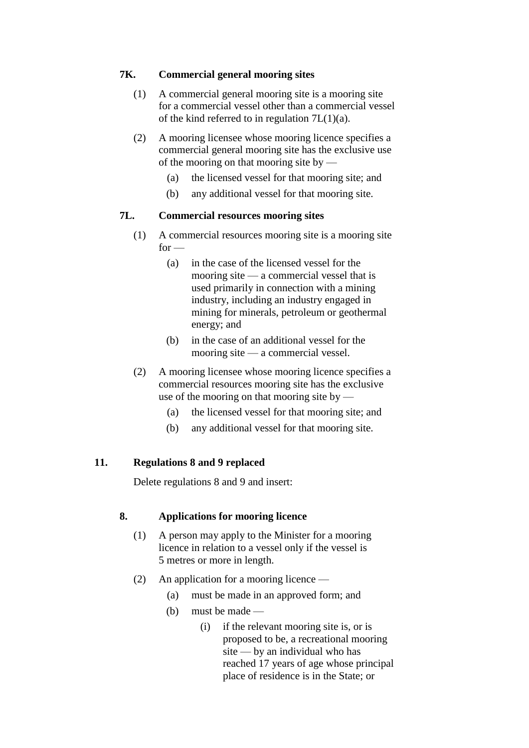### 7K. Commercial general mooring sites

(1) A commercial general mooring site is a mooring site for a commercial vessel other than a commercial vessel of the kind referred to in regulation 7L(1)(a).

(2) A mooring licensee whose mooring licence specifies a commercial general mooring site has the exclusive use of the mooring on that mooring site by —

(a) the licensed vessel for that mooring site; and

(b) any additional vessel for that mooring site.

### 7L. Commercial resources mooring sites

(1) A commercial resources mooring site is a mooring site for —

(a) in the case of the licensed vessel for the mooring site — a commercial vessel that is used primarily in connection with a mining industry, including an industry engaged in mining for minerals, petroleum or geothermal energy; and

(b) in the case of an additional vessel for the mooring site — a commercial vessel.

(2) A mooring licensee whose mooring licence specifies a commercial resources mooring site has the exclusive use of the mooring on that mooring site by —

(a) the licensed vessel for that mooring site; and

(b) any additional vessel for that mooring site.

## 11. Regulations 8 and 9 replaced

Delete regulations 8 and 9 and insert:

### 8. Applications for mooring licence

(1) A person may apply to the Minister for a mooring licence in relation to a vessel only if the vessel is 5 metres or more in length.

(2) An application for a mooring licence —

(a) must be made in an approved form; and

(b) must be made —

(i) if the relevant mooring site is, or is proposed to be, a recreational mooring site — by an individual who has reached 17 years of age whose principal place of residence is in the State; or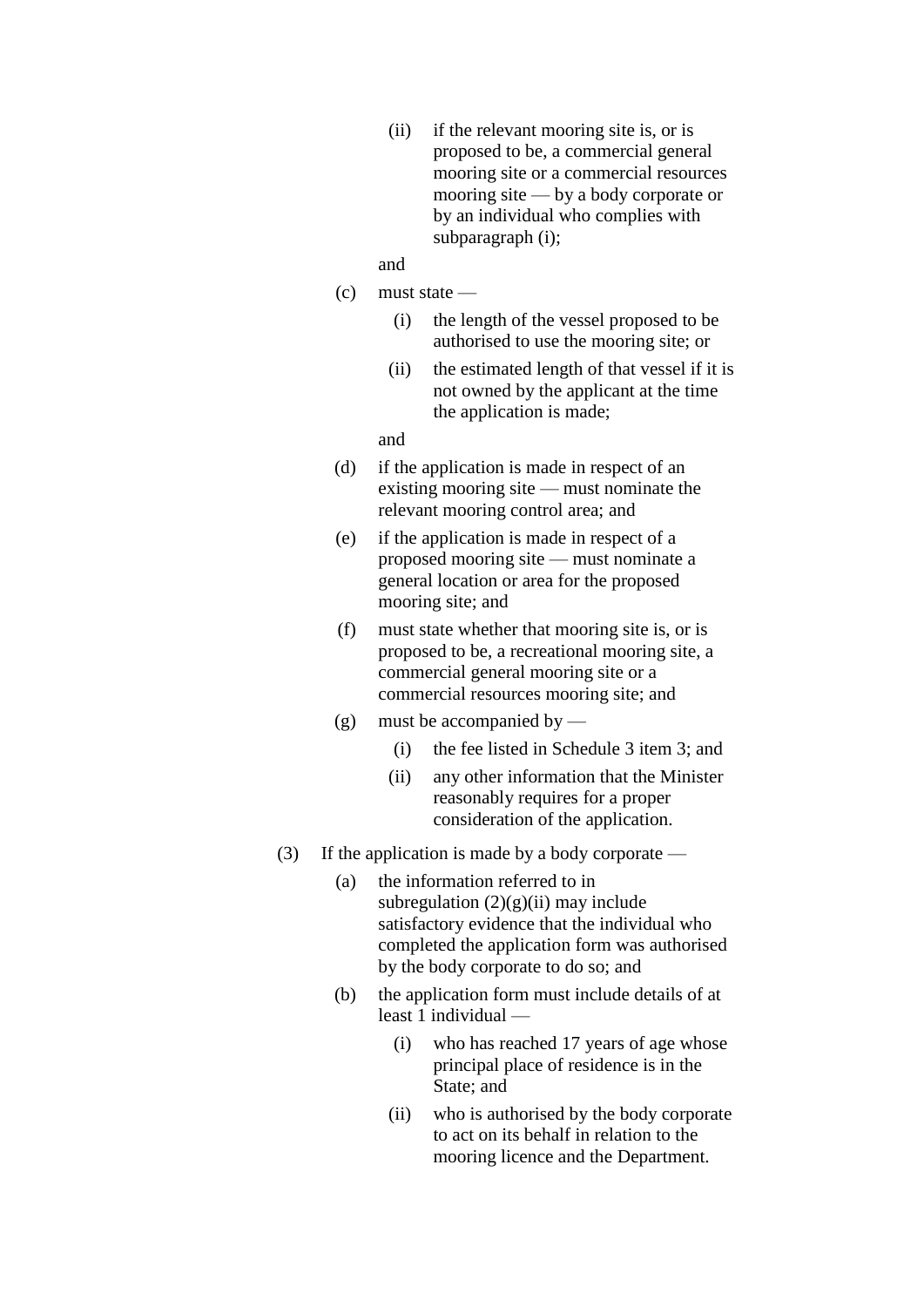(ii) if the relevant mooring site is, or is proposed to be, a commercial general mooring site or a commercial resources mooring site — by a body corporate or by an individual who complies with subparagraph (i);

and

(c) must state —

(i) the length of the vessel proposed to be authorised to use the mooring site; or

(ii) the estimated length of that vessel if it is not owned by the applicant at the time the application is made;

and

(d) if the application is made in respect of an existing mooring site — must nominate the relevant mooring control area; and

(e) if the application is made in respect of a proposed mooring site — must nominate a general location or area for the proposed mooring site; and

(f) must state whether that mooring site is, or is proposed to be, a recreational mooring site, a commercial general mooring site or a commercial resources mooring site; and

(g) must be accompanied by —

(i) the fee listed in Schedule 3 item 3; and

(ii) any other information that the Minister reasonably requires for a proper consideration of the application.

(3) If the application is made by a body corporate —

(a) the information referred to in subregulation (2)(g)(ii) may include satisfactory evidence that the individual who completed the application form was authorised by the body corporate to do so; and

(b) the application form must include details of at least 1 individual —

(i) who has reached 17 years of age whose principal place of residence is in the State; and

(ii) who is authorised by the body corporate to act on its behalf in relation to the mooring licence and the Department.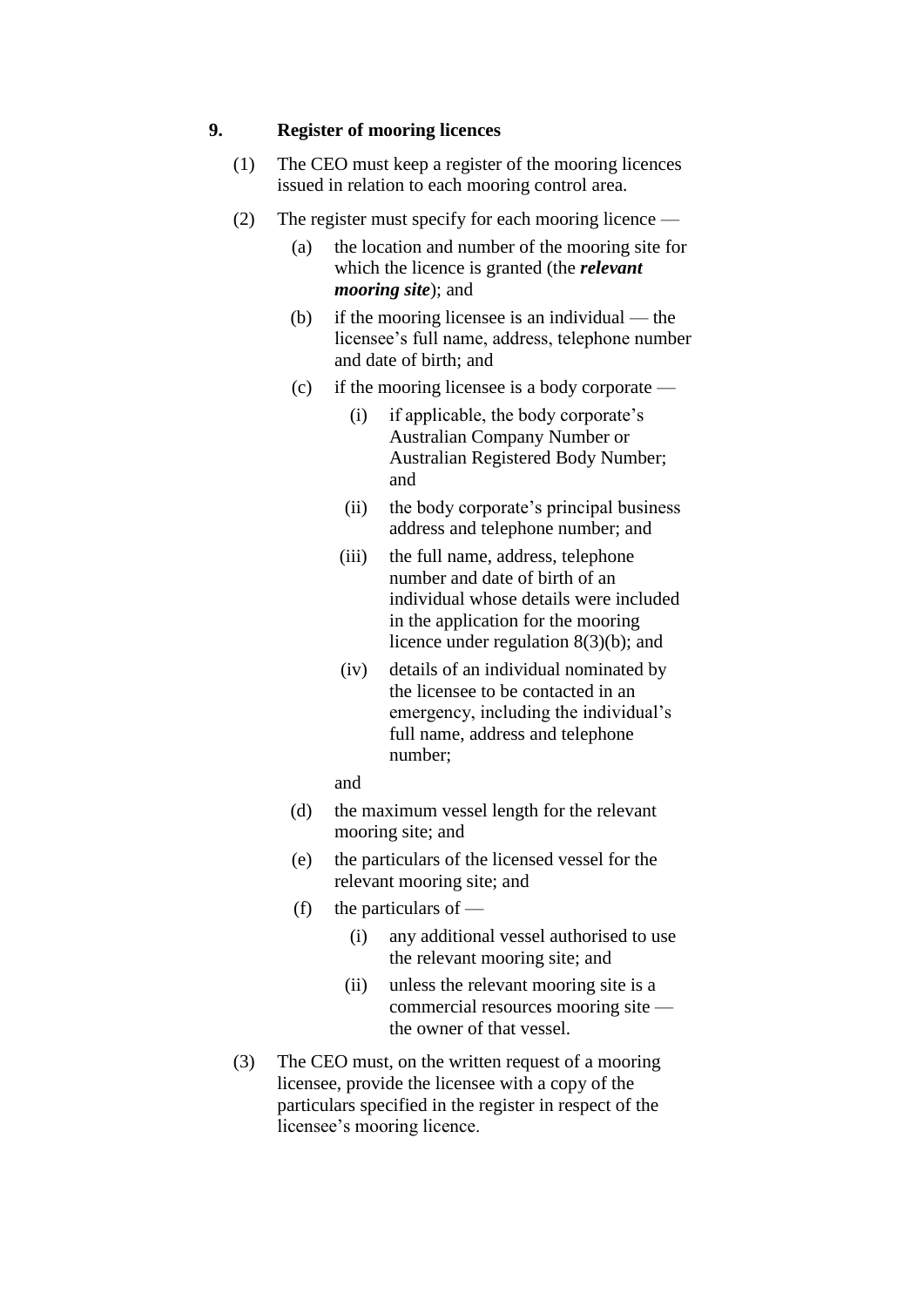## 9. Register of mooring licences

(1) The CEO must keep a register of the mooring licences issued in relation to each mooring control area.

(2) The register must specify for each mooring licence —

- (a) the location and number of the mooring site for which the licence is granted (the ***relevant mooring site***); and
- (b) if the mooring licensee is an individual — the licensee's full name, address, telephone number and date of birth; and
- (c) if the mooring licensee is a body corporate —
  - (i) if applicable, the body corporate's Australian Company Number or Australian Registered Body Number; and
  - (ii) the body corporate's principal business address and telephone number; and
  - (iii) the full name, address, telephone number and date of birth of an individual whose details were included in the application for the mooring licence under regulation 8(3)(b); and
  - (iv) details of an individual nominated by the licensee to be contacted in an emergency, including the individual's full name, address and telephone number;

  and
- (d) the maximum vessel length for the relevant mooring site; and
- (e) the particulars of the licensed vessel for the relevant mooring site; and
- (f) the particulars of —
  - (i) any additional vessel authorised to use the relevant mooring site; and
  - (ii) unless the relevant mooring site is a commercial resources mooring site — the owner of that vessel.

(3) The CEO must, on the written request of a mooring licensee, provide the licensee with a copy of the particulars specified in the register in respect of the licensee's mooring licence.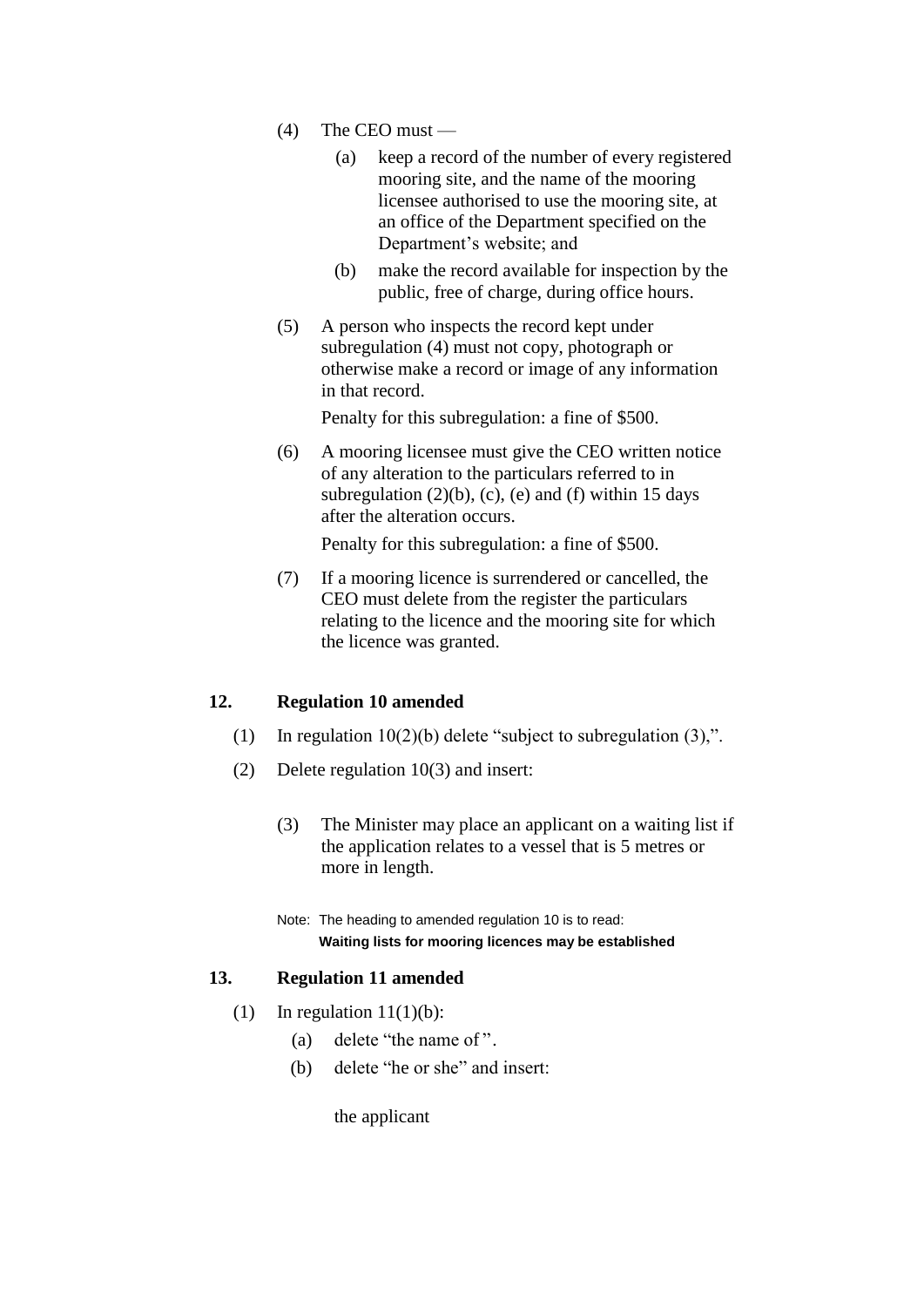(4) The CEO must —

(a) keep a record of the number of every registered mooring site, and the name of the mooring licensee authorised to use the mooring site, at an office of the Department specified on the Department's website; and

(b) make the record available for inspection by the public, free of charge, during office hours.

(5) A person who inspects the record kept under subregulation (4) must not copy, photograph or otherwise make a record or image of any information in that record.

Penalty for this subregulation: a fine of $500.

(6) A mooring licensee must give the CEO written notice of any alteration to the particulars referred to in subregulation (2)(b), (c), (e) and (f) within 15 days after the alteration occurs.

Penalty for this subregulation: a fine of $500.

(7) If a mooring licence is surrendered or cancelled, the CEO must delete from the register the particulars relating to the licence and the mooring site for which the licence was granted.

**12. Regulation 10 amended**

(1) In regulation 10(2)(b) delete "subject to subregulation (3),".

(2) Delete regulation 10(3) and insert:

(3) The Minister may place an applicant on a waiting list if the application relates to a vessel that is 5 metres or more in length.

Note: The heading to amended regulation 10 is to read:
**Waiting lists for mooring licences may be established**

**13. Regulation 11 amended**

(1) In regulation 11(1)(b):

(a) delete "the name of ".

(b) delete "he or she" and insert:

the applicant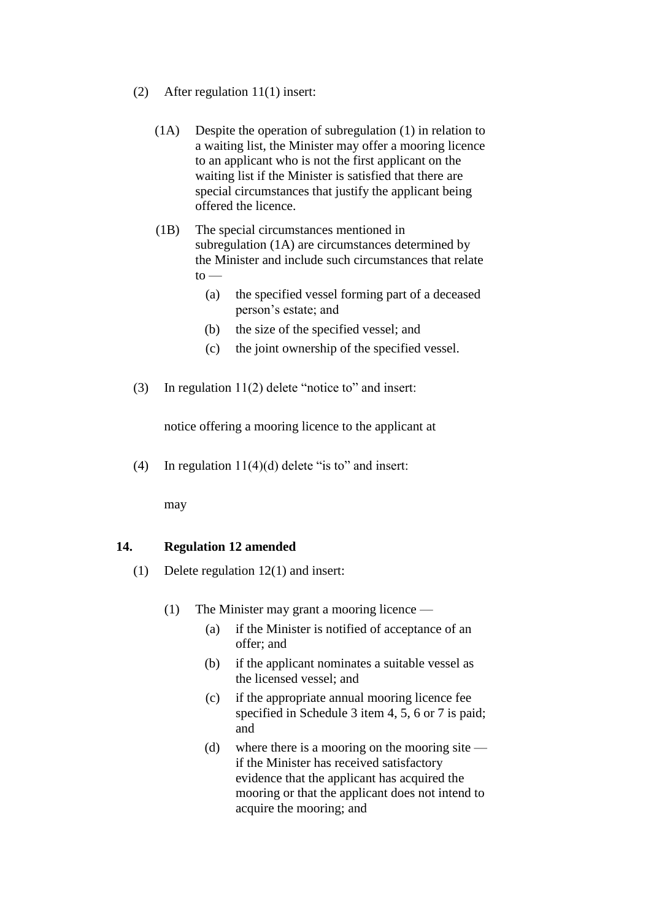(2) After regulation 11(1) insert:

> (1A) Despite the operation of subregulation (1) in relation to a waiting list, the Minister may offer a mooring licence to an applicant who is not the first applicant on the waiting list if the Minister is satisfied that there are special circumstances that justify the applicant being offered the licence.
>
> (1B) The special circumstances mentioned in subregulation (1A) are circumstances determined by the Minister and include such circumstances that relate to —
>
> (a) the specified vessel forming part of a deceased person's estate; and
>
> (b) the size of the specified vessel; and
>
> (c) the joint ownership of the specified vessel.

(3) In regulation 11(2) delete "notice to" and insert:

> notice offering a mooring licence to the applicant at

(4) In regulation 11(4)(d) delete "is to" and insert:

> may

## 14. Regulation 12 amended

(1) Delete regulation 12(1) and insert:

> (1) The Minister may grant a mooring licence —
>
> (a) if the Minister is notified of acceptance of an offer; and
>
> (b) if the applicant nominates a suitable vessel as the licensed vessel; and
>
> (c) if the appropriate annual mooring licence fee specified in Schedule 3 item 4, 5, 6 or 7 is paid; and
>
> (d) where there is a mooring on the mooring site — if the Minister has received satisfactory evidence that the applicant has acquired the mooring or that the applicant does not intend to acquire the mooring; and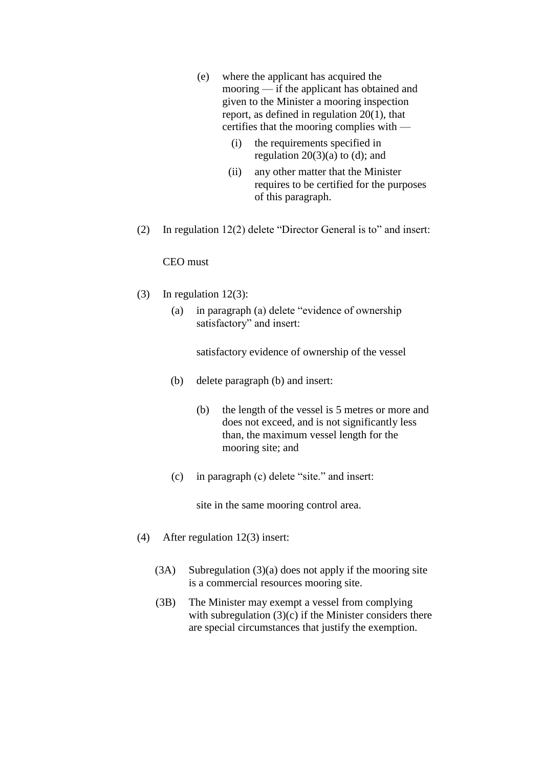(e) where the applicant has acquired the mooring — if the applicant has obtained and given to the Minister a mooring inspection report, as defined in regulation 20(1), that certifies that the mooring complies with —

(i) the requirements specified in regulation 20(3)(a) to (d); and

(ii) any other matter that the Minister requires to be certified for the purposes of this paragraph.

(2) In regulation 12(2) delete "Director General is to" and insert:

CEO must

(3) In regulation 12(3):

(a) in paragraph (a) delete "evidence of ownership satisfactory" and insert:

satisfactory evidence of ownership of the vessel

(b) delete paragraph (b) and insert:

(b) the length of the vessel is 5 metres or more and does not exceed, and is not significantly less than, the maximum vessel length for the mooring site; and

(c) in paragraph (c) delete "site." and insert:

site in the same mooring control area.

(4) After regulation 12(3) insert:

(3A) Subregulation (3)(a) does not apply if the mooring site is a commercial resources mooring site.

(3B) The Minister may exempt a vessel from complying with subregulation (3)(c) if the Minister considers there are special circumstances that justify the exemption.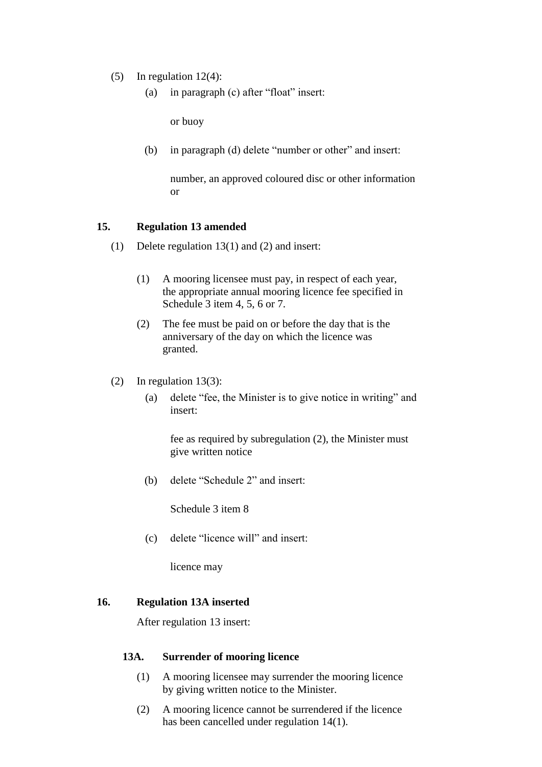(5) In regulation 12(4):

   (a) in paragraph (c) after "float" insert:

      or buoy

   (b) in paragraph (d) delete "number or other" and insert:

      number, an approved coloured disc or other information or

## 15. Regulation 13 amended

(1) Delete regulation 13(1) and (2) and insert:

> (1) A mooring licensee must pay, in respect of each year, the appropriate annual mooring licence fee specified in Schedule 3 item 4, 5, 6 or 7.
>
> (2) The fee must be paid on or before the day that is the anniversary of the day on which the licence was granted.

(2) In regulation 13(3):

   (a) delete "fee, the Minister is to give notice in writing" and insert:

      fee as required by subregulation (2), the Minister must give written notice

   (b) delete "Schedule 2" and insert:

      Schedule 3 item 8

   (c) delete "licence will" and insert:

      licence may

## 16. Regulation 13A inserted

After regulation 13 insert:

> **13A. Surrender of mooring licence**
>
> (1) A mooring licensee may surrender the mooring licence by giving written notice to the Minister.
>
> (2) A mooring licence cannot be surrendered if the licence has been cancelled under regulation 14(1).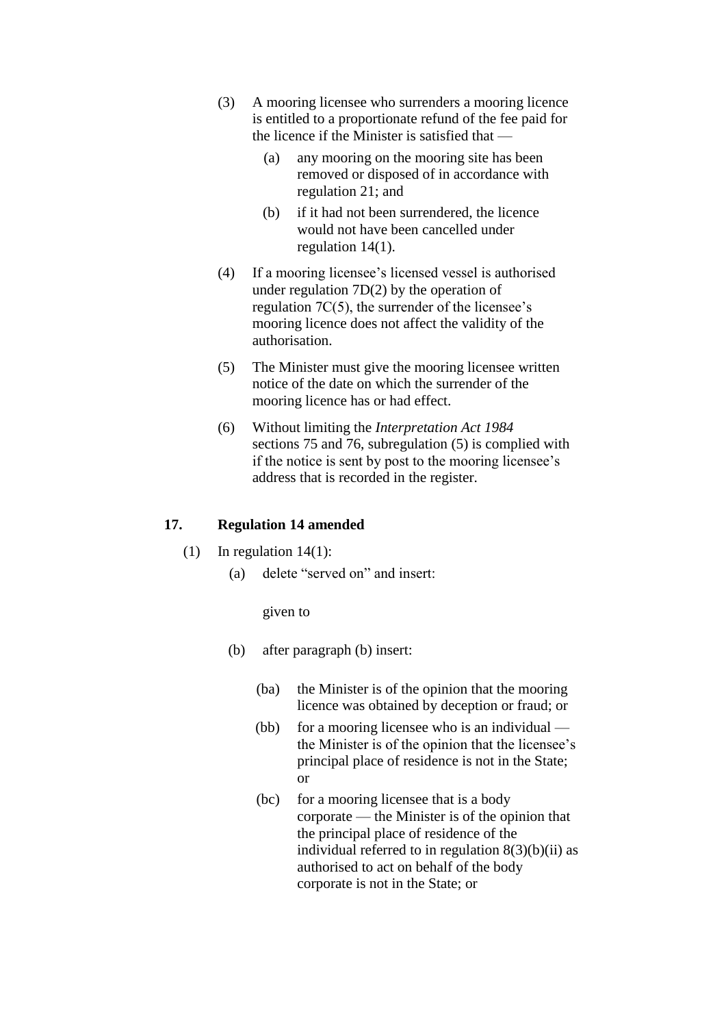(3) A mooring licensee who surrenders a mooring licence is entitled to a proportionate refund of the fee paid for the licence if the Minister is satisfied that —

  (a) any mooring on the mooring site has been removed or disposed of in accordance with regulation 21; and

  (b) if it had not been surrendered, the licence would not have been cancelled under regulation 14(1).

(4) If a mooring licensee's licensed vessel is authorised under regulation 7D(2) by the operation of regulation 7C(5), the surrender of the licensee's mooring licence does not affect the validity of the authorisation.

(5) The Minister must give the mooring licensee written notice of the date on which the surrender of the mooring licence has or had effect.

(6) Without limiting the *Interpretation Act 1984* sections 75 and 76, subregulation (5) is complied with if the notice is sent by post to the mooring licensee's address that is recorded in the register.

## 17. Regulation 14 amended

(1) In regulation 14(1):

  (a) delete "served on" and insert:

      given to

  (b) after paragraph (b) insert:

      (ba) the Minister is of the opinion that the mooring licence was obtained by deception or fraud; or

      (bb) for a mooring licensee who is an individual — the Minister is of the opinion that the licensee's principal place of residence is not in the State; or

      (bc) for a mooring licensee that is a body corporate — the Minister is of the opinion that the principal place of residence of the individual referred to in regulation 8(3)(b)(ii) as authorised to act on behalf of the body corporate is not in the State; or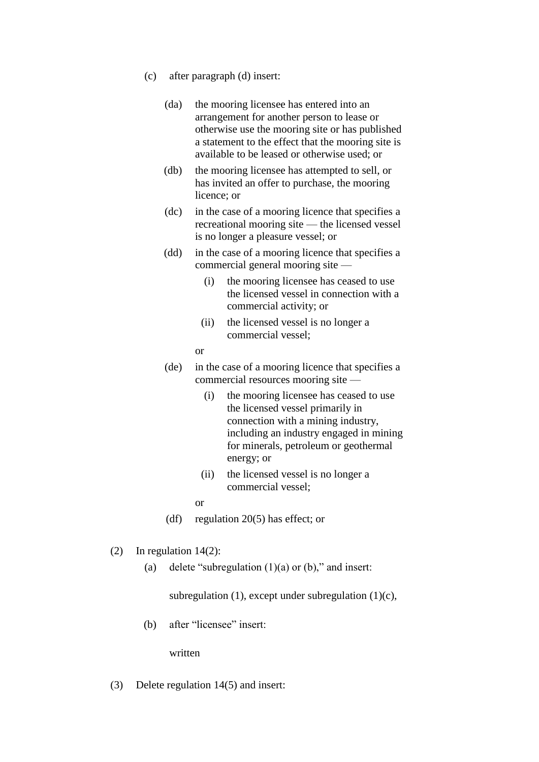(c) after paragraph (d) insert:

> (da) the mooring licensee has entered into an arrangement for another person to lease or otherwise use the mooring site or has published a statement to the effect that the mooring site is available to be leased or otherwise used; or
>
> (db) the mooring licensee has attempted to sell, or has invited an offer to purchase, the mooring licence; or
>
> (dc) in the case of a mooring licence that specifies a recreational mooring site — the licensed vessel is no longer a pleasure vessel; or
>
> (dd) in the case of a mooring licence that specifies a commercial general mooring site —
>
> > (i) the mooring licensee has ceased to use the licensed vessel in connection with a commercial activity; or
> >
> > (ii) the licensed vessel is no longer a commercial vessel;
>
> or
>
> (de) in the case of a mooring licence that specifies a commercial resources mooring site —
>
> > (i) the mooring licensee has ceased to use the licensed vessel primarily in connection with a mining industry, including an industry engaged in mining for minerals, petroleum or geothermal energy; or
> >
> > (ii) the licensed vessel is no longer a commercial vessel;
>
> or
>
> (df) regulation 20(5) has effect; or

(2) In regulation 14(2):

(a) delete "subregulation (1)(a) or (b)," and insert:

> subregulation (1), except under subregulation (1)(c),

(b) after "licensee" insert:

> written

(3) Delete regulation 14(5) and insert: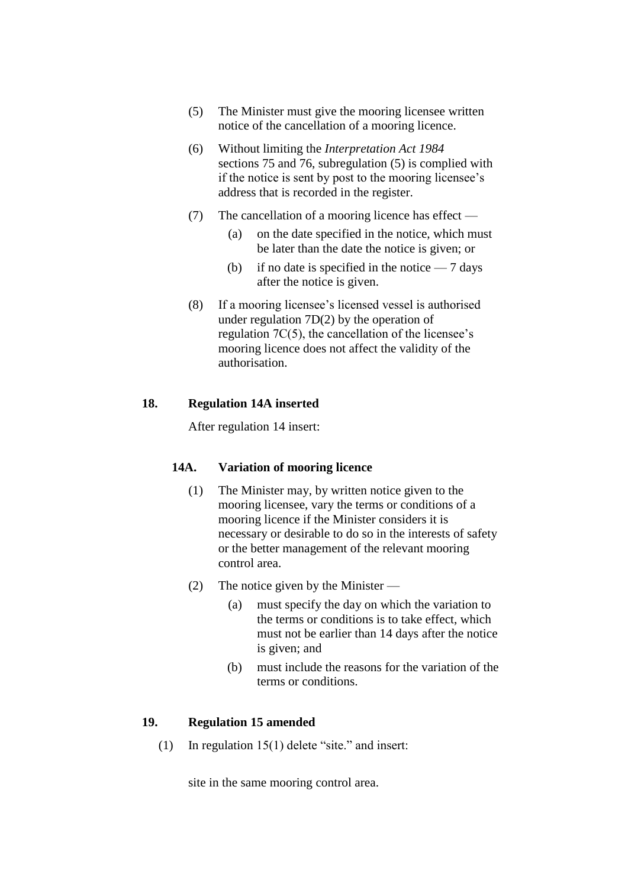(5) The Minister must give the mooring licensee written notice of the cancellation of a mooring licence.

(6) Without limiting the *Interpretation Act 1984* sections 75 and 76, subregulation (5) is complied with if the notice is sent by post to the mooring licensee's address that is recorded in the register.

(7) The cancellation of a mooring licence has effect —

  (a) on the date specified in the notice, which must be later than the date the notice is given; or

  (b) if no date is specified in the notice — 7 days after the notice is given.

(8) If a mooring licensee's licensed vessel is authorised under regulation 7D(2) by the operation of regulation 7C(5), the cancellation of the licensee's mooring licence does not affect the validity of the authorisation.

## 18. Regulation 14A inserted

After regulation 14 insert:

### 14A. Variation of mooring licence

(1) The Minister may, by written notice given to the mooring licensee, vary the terms or conditions of a mooring licence if the Minister considers it is necessary or desirable to do so in the interests of safety or the better management of the relevant mooring control area.

(2) The notice given by the Minister —

  (a) must specify the day on which the variation to the terms or conditions is to take effect, which must not be earlier than 14 days after the notice is given; and

  (b) must include the reasons for the variation of the terms or conditions.

## 19. Regulation 15 amended

(1) In regulation 15(1) delete "site." and insert:

site in the same mooring control area.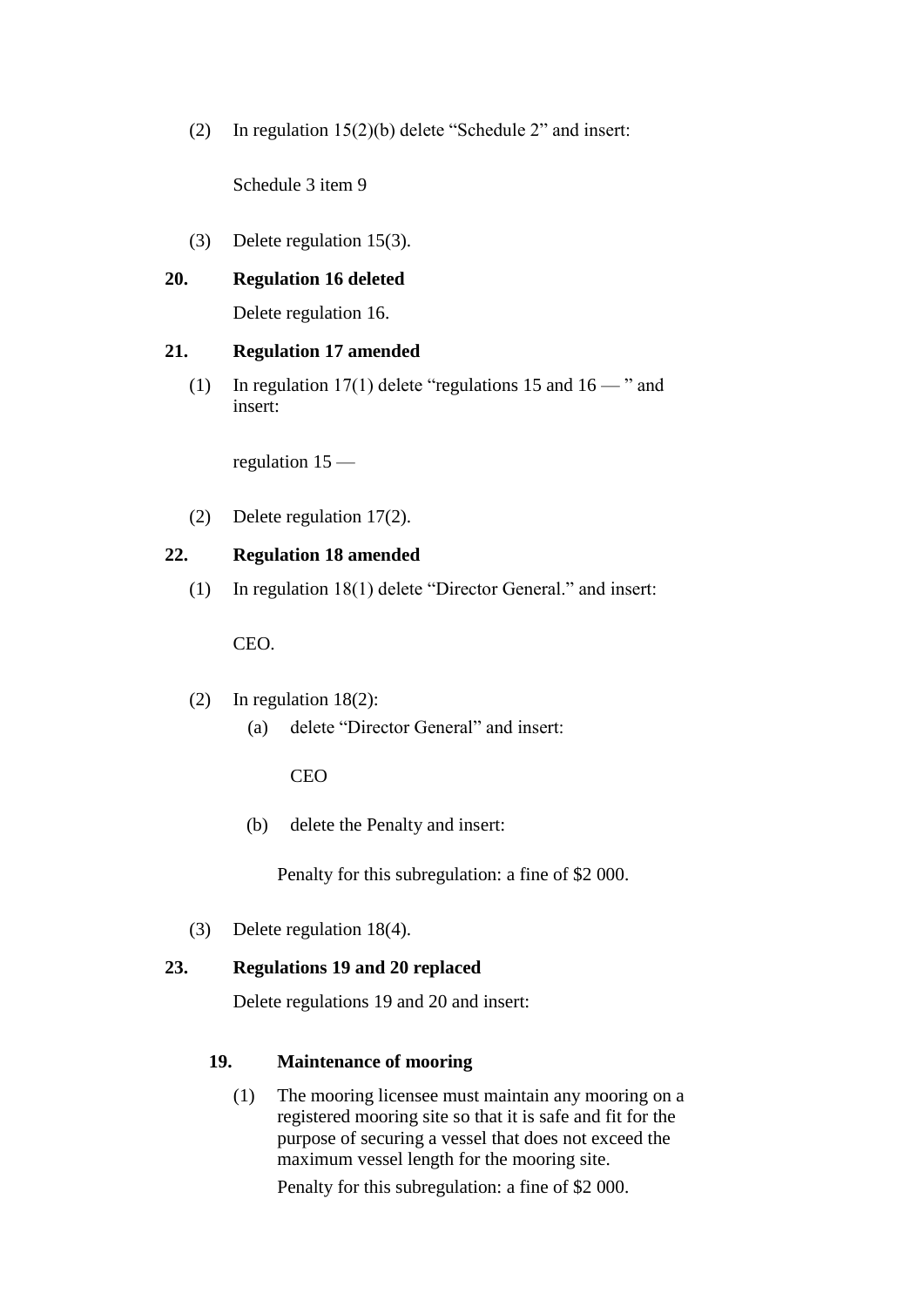(2) In regulation 15(2)(b) delete “Schedule 2” and insert:

Schedule 3 item 9

(3) Delete regulation 15(3).

**20. Regulation 16 deleted**

Delete regulation 16.

**21. Regulation 17 amended**

(1) In regulation 17(1) delete “regulations 15 and 16 — ” and insert:

regulation 15 —

(2) Delete regulation 17(2).

**22. Regulation 18 amended**

(1) In regulation 18(1) delete “Director General.” and insert:

CEO.

(2) In regulation 18(2):

(a) delete “Director General” and insert:

CEO

(b) delete the Penalty and insert:

Penalty for this subregulation: a fine of $2 000.

(3) Delete regulation 18(4).

**23. Regulations 19 and 20 replaced**

Delete regulations 19 and 20 and insert:

**19. Maintenance of mooring**

(1) The mooring licensee must maintain any mooring on a registered mooring site so that it is safe and fit for the purpose of securing a vessel that does not exceed the maximum vessel length for the mooring site.

Penalty for this subregulation: a fine of $2 000.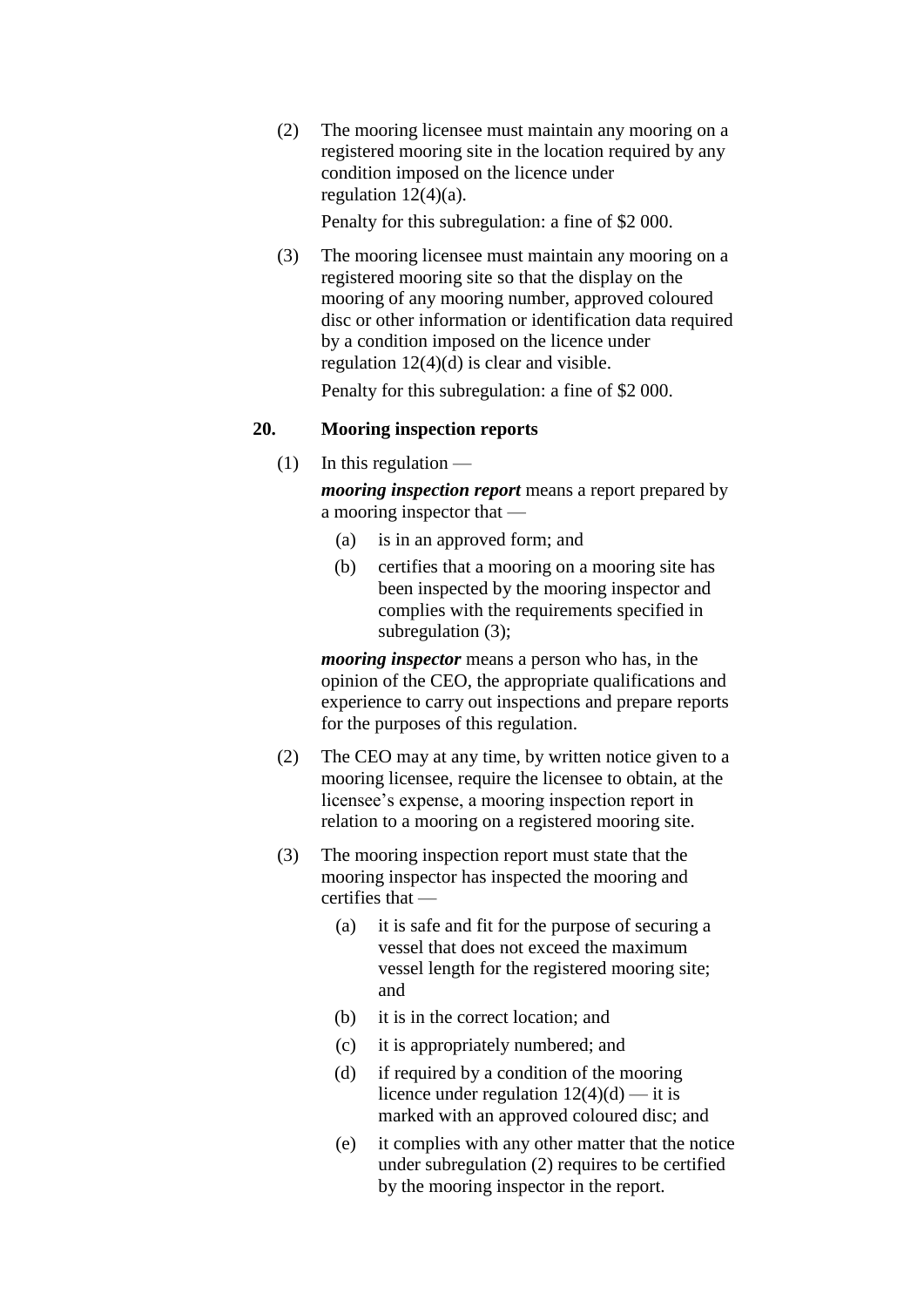(2) The mooring licensee must maintain any mooring on a registered mooring site in the location required by any condition imposed on the licence under regulation 12(4)(a).

Penalty for this subregulation: a fine of $2 000.

(3) The mooring licensee must maintain any mooring on a registered mooring site so that the display on the mooring of any mooring number, approved coloured disc or other information or identification data required by a condition imposed on the licence under regulation 12(4)(d) is clear and visible.

Penalty for this subregulation: a fine of $2 000.

## 20. Mooring inspection reports

(1) In this regulation —

***mooring inspection report*** means a report prepared by a mooring inspector that —

- (a) is in an approved form; and
- (b) certifies that a mooring on a mooring site has been inspected by the mooring inspector and complies with the requirements specified in subregulation (3);

***mooring inspector*** means a person who has, in the opinion of the CEO, the appropriate qualifications and experience to carry out inspections and prepare reports for the purposes of this regulation.

(2) The CEO may at any time, by written notice given to a mooring licensee, require the licensee to obtain, at the licensee's expense, a mooring inspection report in relation to a mooring on a registered mooring site.

(3) The mooring inspection report must state that the mooring inspector has inspected the mooring and certifies that —

- (a) it is safe and fit for the purpose of securing a vessel that does not exceed the maximum vessel length for the registered mooring site; and
- (b) it is in the correct location; and
- (c) it is appropriately numbered; and
- (d) if required by a condition of the mooring licence under regulation 12(4)(d) — it is marked with an approved coloured disc; and
- (e) it complies with any other matter that the notice under subregulation (2) requires to be certified by the mooring inspector in the report.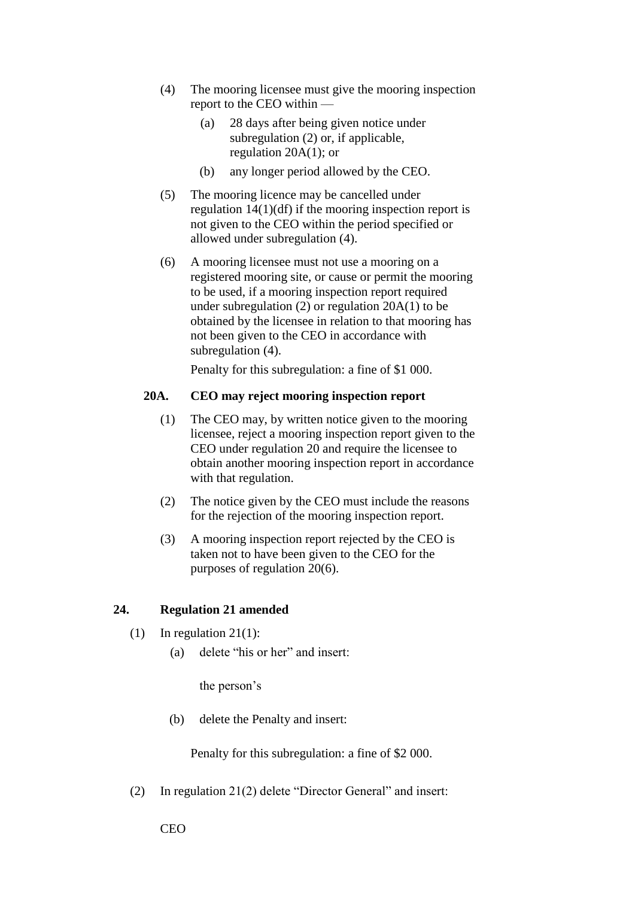(4) The mooring licensee must give the mooring inspection report to the CEO within —

(a) 28 days after being given notice under subregulation (2) or, if applicable, regulation 20A(1); or

(b) any longer period allowed by the CEO.

(5) The mooring licence may be cancelled under regulation 14(1)(df) if the mooring inspection report is not given to the CEO within the period specified or allowed under subregulation (4).

(6) A mooring licensee must not use a mooring on a registered mooring site, or cause or permit the mooring to be used, if a mooring inspection report required under subregulation (2) or regulation 20A(1) to be obtained by the licensee in relation to that mooring has not been given to the CEO in accordance with subregulation (4).

Penalty for this subregulation: a fine of $1 000.

### 20A. CEO may reject mooring inspection report

(1) The CEO may, by written notice given to the mooring licensee, reject a mooring inspection report given to the CEO under regulation 20 and require the licensee to obtain another mooring inspection report in accordance with that regulation.

(2) The notice given by the CEO must include the reasons for the rejection of the mooring inspection report.

(3) A mooring inspection report rejected by the CEO is taken not to have been given to the CEO for the purposes of regulation 20(6).

## 24. Regulation 21 amended

(1) In regulation 21(1):

(a) delete "his or her" and insert:

the person's

(b) delete the Penalty and insert:

Penalty for this subregulation: a fine of $2 000.

(2) In regulation 21(2) delete "Director General" and insert:

CEO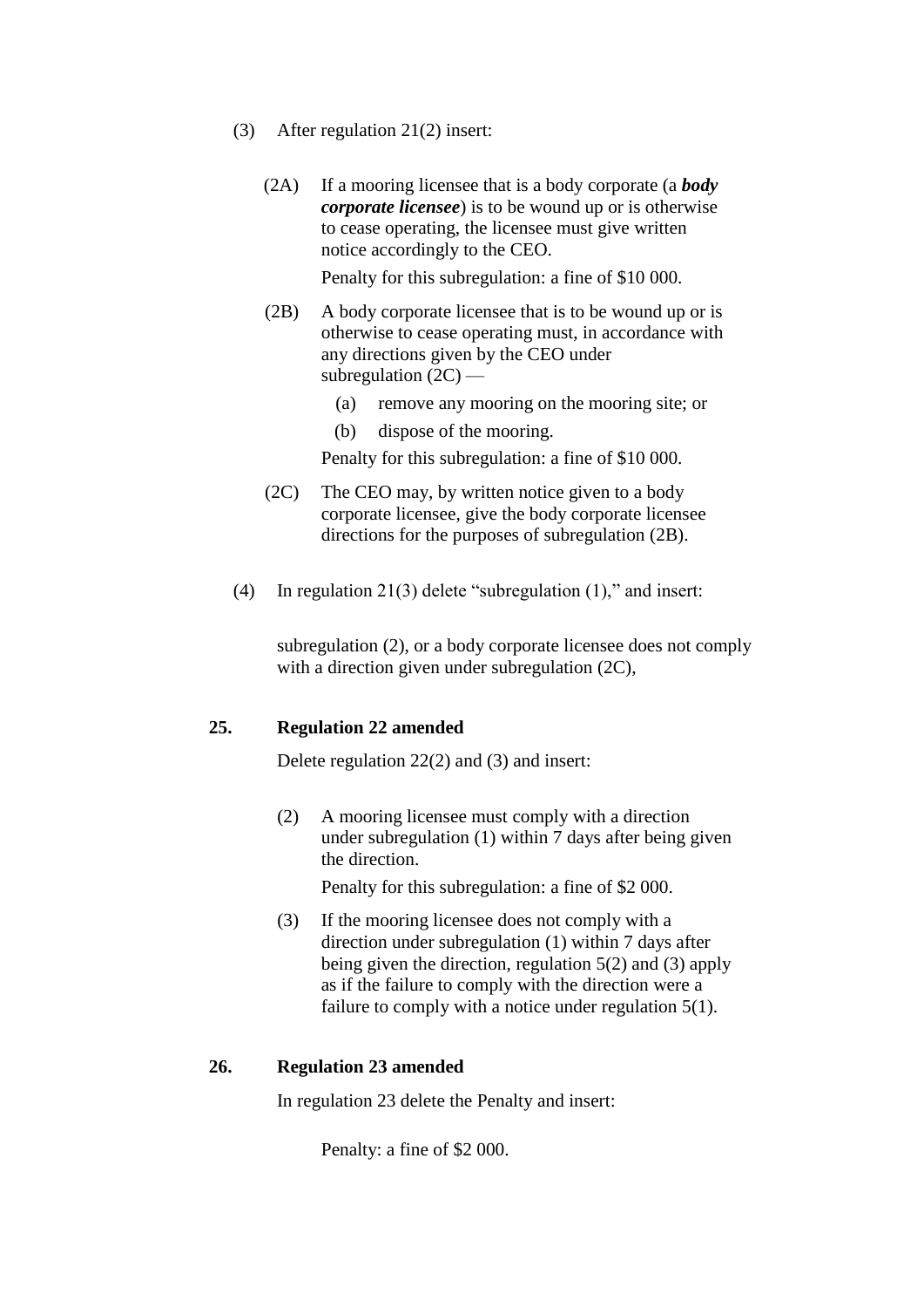(3) After regulation 21(2) insert:

> (2A) If a mooring licensee that is a body corporate (a ***body corporate licensee***) is to be wound up or is otherwise to cease operating, the licensee must give written notice accordingly to the CEO.
>
> Penalty for this subregulation: a fine of $10 000.
>
> (2B) A body corporate licensee that is to be wound up or is otherwise to cease operating must, in accordance with any directions given by the CEO under subregulation (2C) —
>
> (a) remove any mooring on the mooring site; or
>
> (b) dispose of the mooring.
>
> Penalty for this subregulation: a fine of $10 000.
>
> (2C) The CEO may, by written notice given to a body corporate licensee, give the body corporate licensee directions for the purposes of subregulation (2B).

(4) In regulation 21(3) delete "subregulation (1)," and insert:

> subregulation (2), or a body corporate licensee does not comply with a direction given under subregulation (2C),

### 25. Regulation 22 amended

Delete regulation 22(2) and (3) and insert:

> (2) A mooring licensee must comply with a direction under subregulation (1) within 7 days after being given the direction.
>
> Penalty for this subregulation: a fine of $2 000.
>
> (3) If the mooring licensee does not comply with a direction under subregulation (1) within 7 days after being given the direction, regulation 5(2) and (3) apply as if the failure to comply with the direction were a failure to comply with a notice under regulation 5(1).

### 26. Regulation 23 amended

In regulation 23 delete the Penalty and insert:

> Penalty: a fine of $2 000.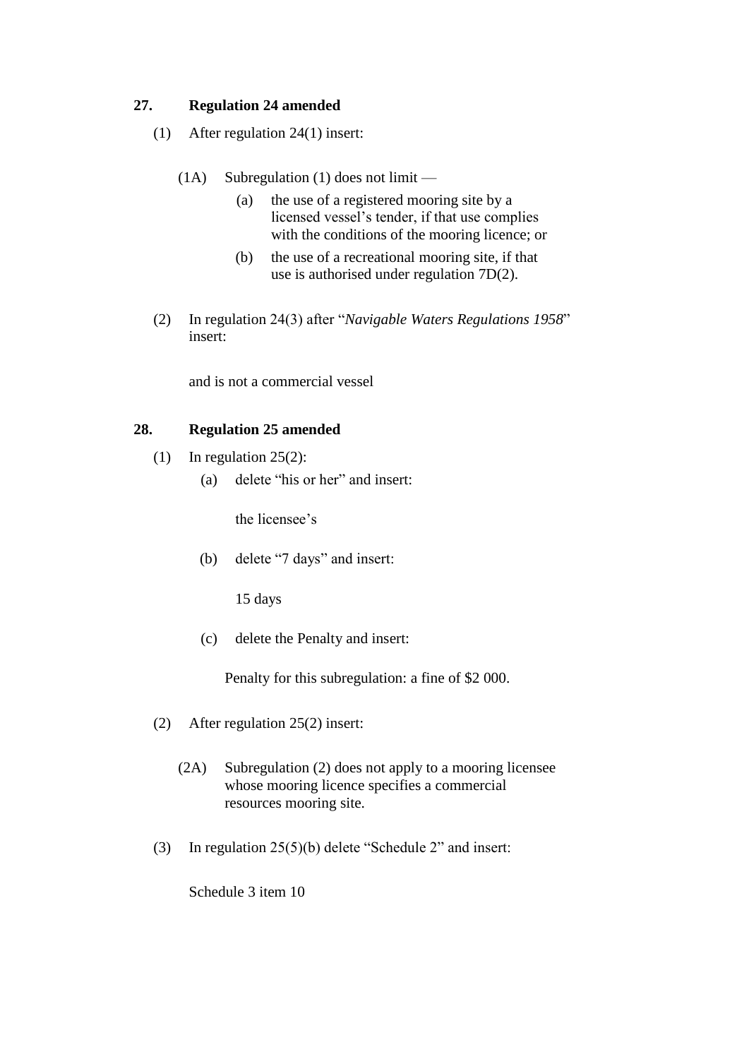### 27. Regulation 24 amended

(1) After regulation 24(1) insert:

(1A) Subregulation (1) does not limit —

(a) the use of a registered mooring site by a licensed vessel's tender, if that use complies with the conditions of the mooring licence; or

(b) the use of a recreational mooring site, if that use is authorised under regulation 7D(2).

(2) In regulation 24(3) after "*Navigable Waters Regulations 1958*" insert:

and is not a commercial vessel

### 28. Regulation 25 amended

(1) In regulation 25(2):

(a) delete "his or her" and insert:

the licensee's

(b) delete "7 days" and insert:

15 days

(c) delete the Penalty and insert:

Penalty for this subregulation: a fine of $2 000.

(2) After regulation 25(2) insert:

(2A) Subregulation (2) does not apply to a mooring licensee whose mooring licence specifies a commercial resources mooring site.

(3) In regulation 25(5)(b) delete "Schedule 2" and insert:

Schedule 3 item 10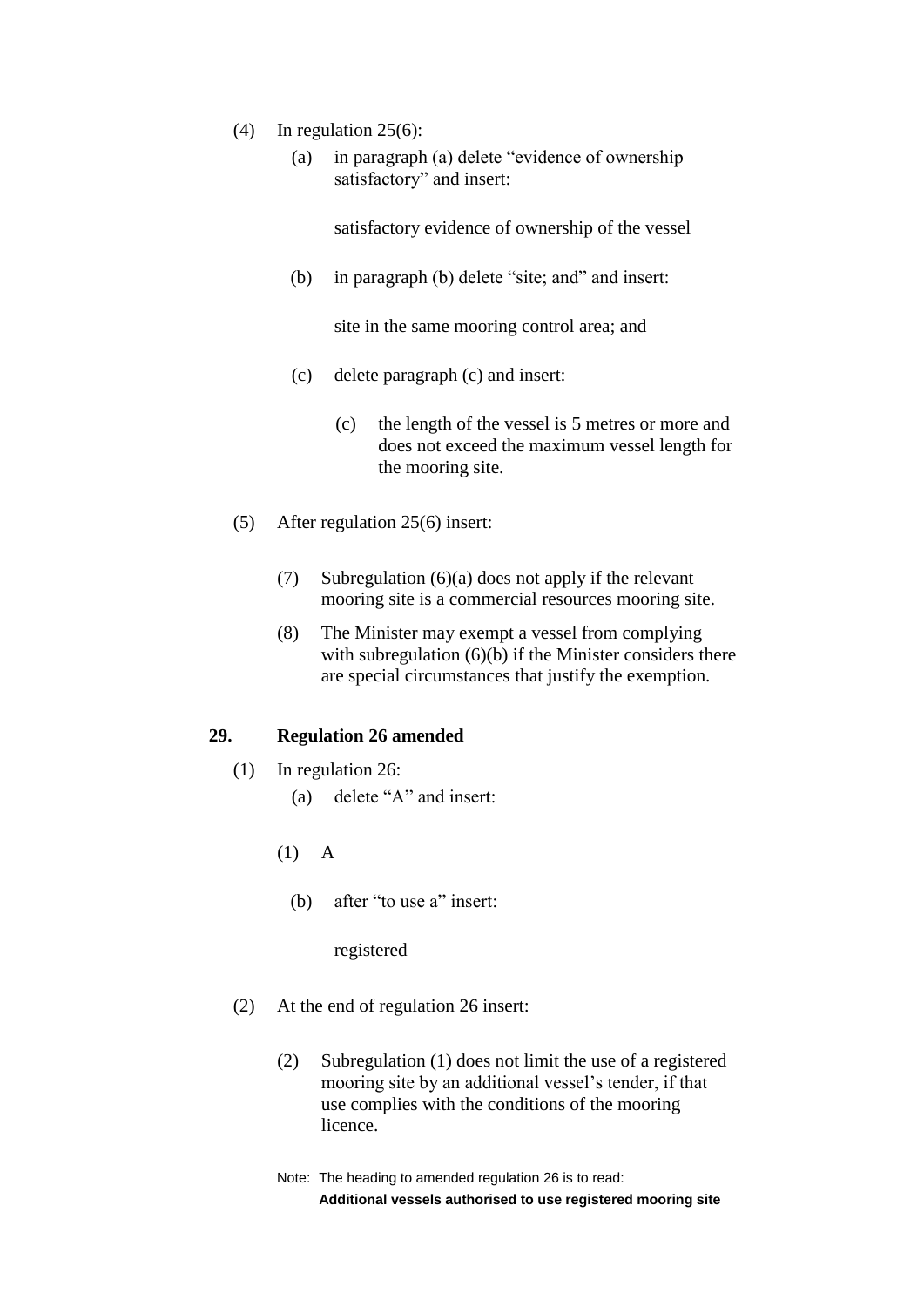(4) In regulation 25(6):

  (a) in paragraph (a) delete "evidence of ownership satisfactory" and insert:

    satisfactory evidence of ownership of the vessel

  (b) in paragraph (b) delete "site; and" and insert:

    site in the same mooring control area; and

  (c) delete paragraph (c) and insert:

    (c) the length of the vessel is 5 metres or more and does not exceed the maximum vessel length for the mooring site.

(5) After regulation 25(6) insert:

  (7) Subregulation (6)(a) does not apply if the relevant mooring site is a commercial resources mooring site.

  (8) The Minister may exempt a vessel from complying with subregulation (6)(b) if the Minister considers there are special circumstances that justify the exemption.

## 29. Regulation 26 amended

(1) In regulation 26:

  (a) delete "A" and insert:

  (1) A

  (b) after "to use a" insert:

    registered

(2) At the end of regulation 26 insert:

  (2) Subregulation (1) does not limit the use of a registered mooring site by an additional vessel's tender, if that use complies with the conditions of the mooring licence.

Note: The heading to amended regulation 26 is to read:
**Additional vessels authorised to use registered mooring site**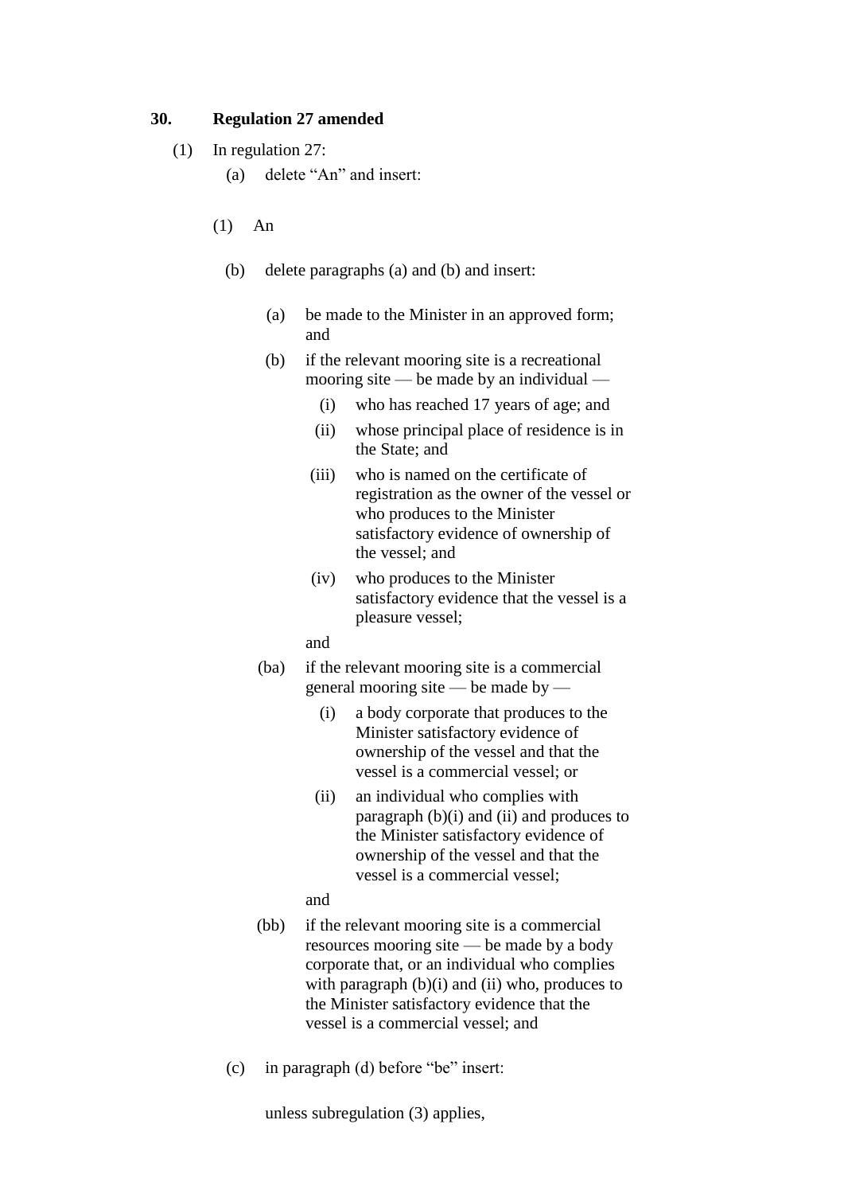**30. Regulation 27 amended**

(1) In regulation 27:

(a) delete "An" and insert:

> (1) An

(b) delete paragraphs (a) and (b) and insert:

> (a) be made to the Minister in an approved form; and
>
> (b) if the relevant mooring site is a recreational mooring site — be made by an individual —
>
> > (i) who has reached 17 years of age; and
> >
> > (ii) whose principal place of residence is in the State; and
> >
> > (iii) who is named on the certificate of registration as the owner of the vessel or who produces to the Minister satisfactory evidence of ownership of the vessel; and
> >
> > (iv) who produces to the Minister satisfactory evidence that the vessel is a pleasure vessel;
>
> and
>
> (ba) if the relevant mooring site is a commercial general mooring site — be made by —
>
> > (i) a body corporate that produces to the Minister satisfactory evidence of ownership of the vessel and that the vessel is a commercial vessel; or
> >
> > (ii) an individual who complies with paragraph (b)(i) and (ii) and produces to the Minister satisfactory evidence of ownership of the vessel and that the vessel is a commercial vessel;
>
> and
>
> (bb) if the relevant mooring site is a commercial resources mooring site — be made by a body corporate that, or an individual who complies with paragraph (b)(i) and (ii) who, produces to the Minister satisfactory evidence that the vessel is a commercial vessel; and

(c) in paragraph (d) before "be" insert:

> unless subregulation (3) applies,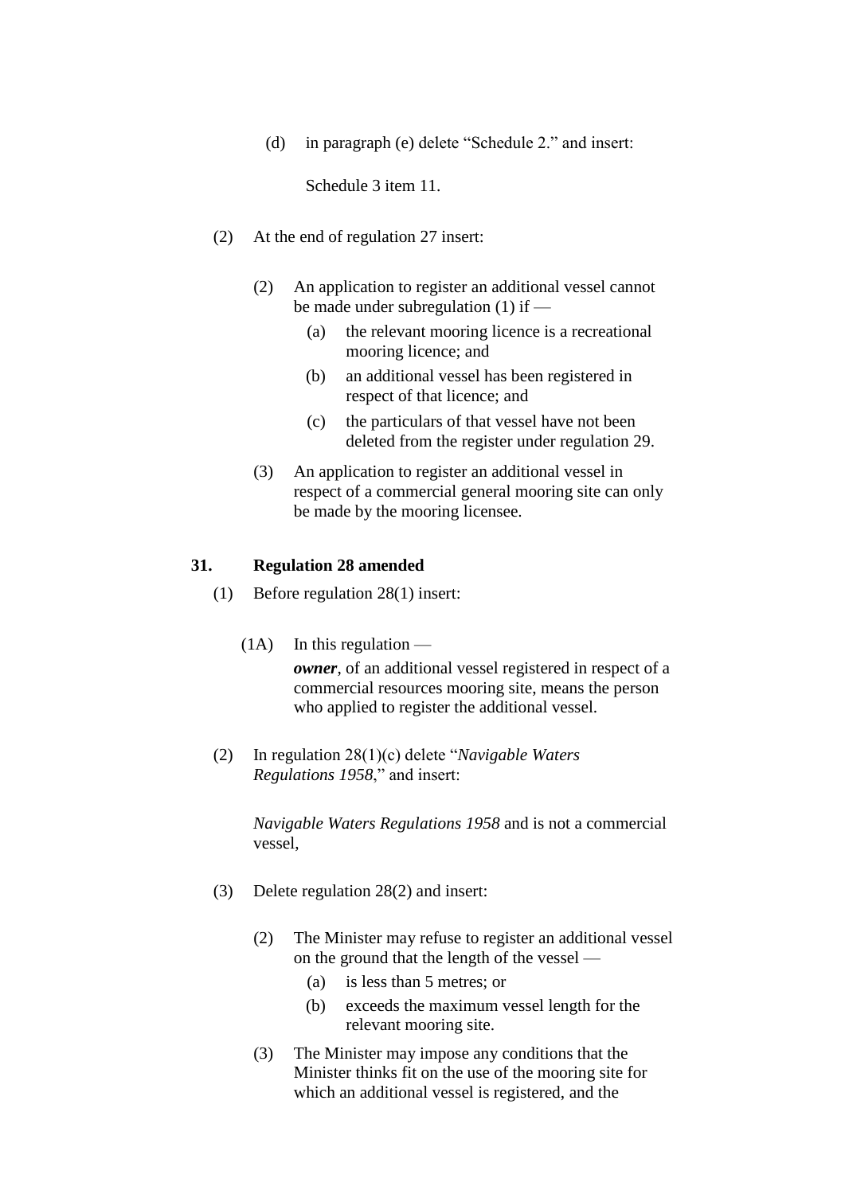(d) in paragraph (e) delete “Schedule 2.” and insert:

Schedule 3 item 11.

(2) At the end of regulation 27 insert:

(2) An application to register an additional vessel cannot be made under subregulation (1) if —

(a) the relevant mooring licence is a recreational mooring licence; and

(b) an additional vessel has been registered in respect of that licence; and

(c) the particulars of that vessel have not been deleted from the register under regulation 29.

(3) An application to register an additional vessel in respect of a commercial general mooring site can only be made by the mooring licensee.

**31. Regulation 28 amended**

(1) Before regulation 28(1) insert:

(1A) In this regulation —

***owner***, of an additional vessel registered in respect of a commercial resources mooring site, means the person who applied to register the additional vessel.

(2) In regulation 28(1)(c) delete “*Navigable Waters Regulations 1958*,” and insert:

*Navigable Waters Regulations 1958* and is not a commercial vessel,

(3) Delete regulation 28(2) and insert:

(2) The Minister may refuse to register an additional vessel on the ground that the length of the vessel —

(a) is less than 5 metres; or

(b) exceeds the maximum vessel length for the relevant mooring site.

(3) The Minister may impose any conditions that the Minister thinks fit on the use of the mooring site for which an additional vessel is registered, and the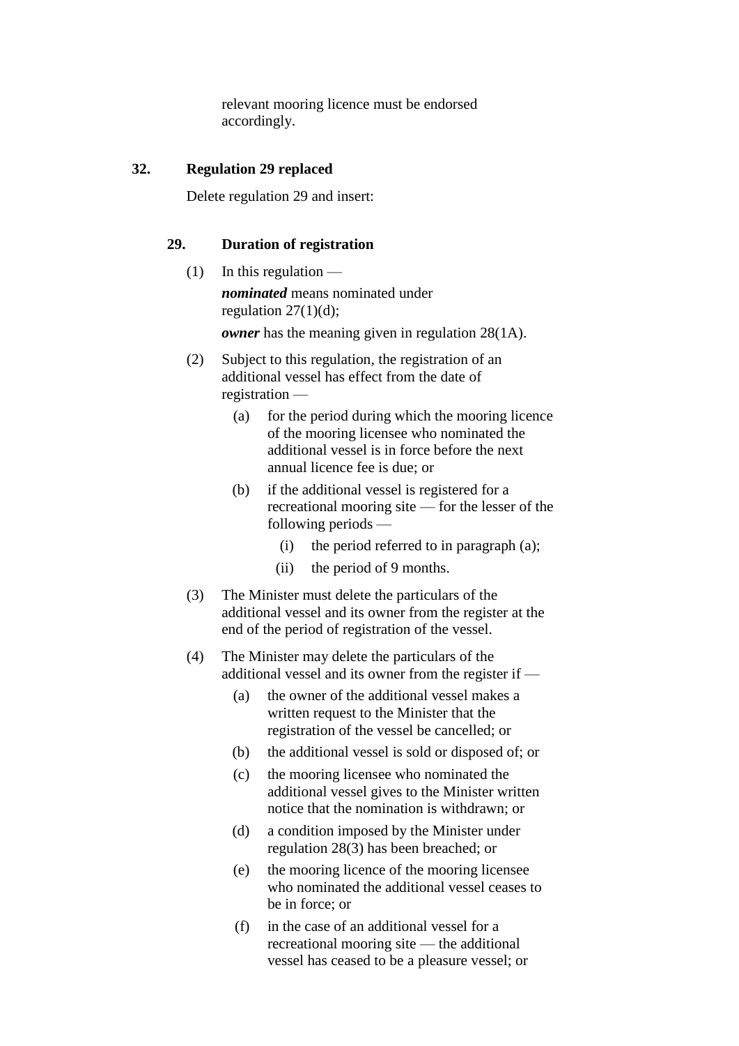relevant mooring licence must be endorsed accordingly.

**32. Regulation 29 replaced**

Delete regulation 29 and insert:

**29. Duration of registration**

(1) In this regulation —

***nominated*** means nominated under regulation 27(1)(d);

***owner*** has the meaning given in regulation 28(1A).

(2) Subject to this regulation, the registration of an additional vessel has effect from the date of registration —

(a) for the period during which the mooring licence of the mooring licensee who nominated the additional vessel is in force before the next annual licence fee is due; or

(b) if the additional vessel is registered for a recreational mooring site — for the lesser of the following periods —

(i) the period referred to in paragraph (a);

(ii) the period of 9 months.

(3) The Minister must delete the particulars of the additional vessel and its owner from the register at the end of the period of registration of the vessel.

(4) The Minister may delete the particulars of the additional vessel and its owner from the register if —

(a) the owner of the additional vessel makes a written request to the Minister that the registration of the vessel be cancelled; or

(b) the additional vessel is sold or disposed of; or

(c) the mooring licensee who nominated the additional vessel gives to the Minister written notice that the nomination is withdrawn; or

(d) a condition imposed by the Minister under regulation 28(3) has been breached; or

(e) the mooring licence of the mooring licensee who nominated the additional vessel ceases to be in force; or

(f) in the case of an additional vessel for a recreational mooring site — the additional vessel has ceased to be a pleasure vessel; or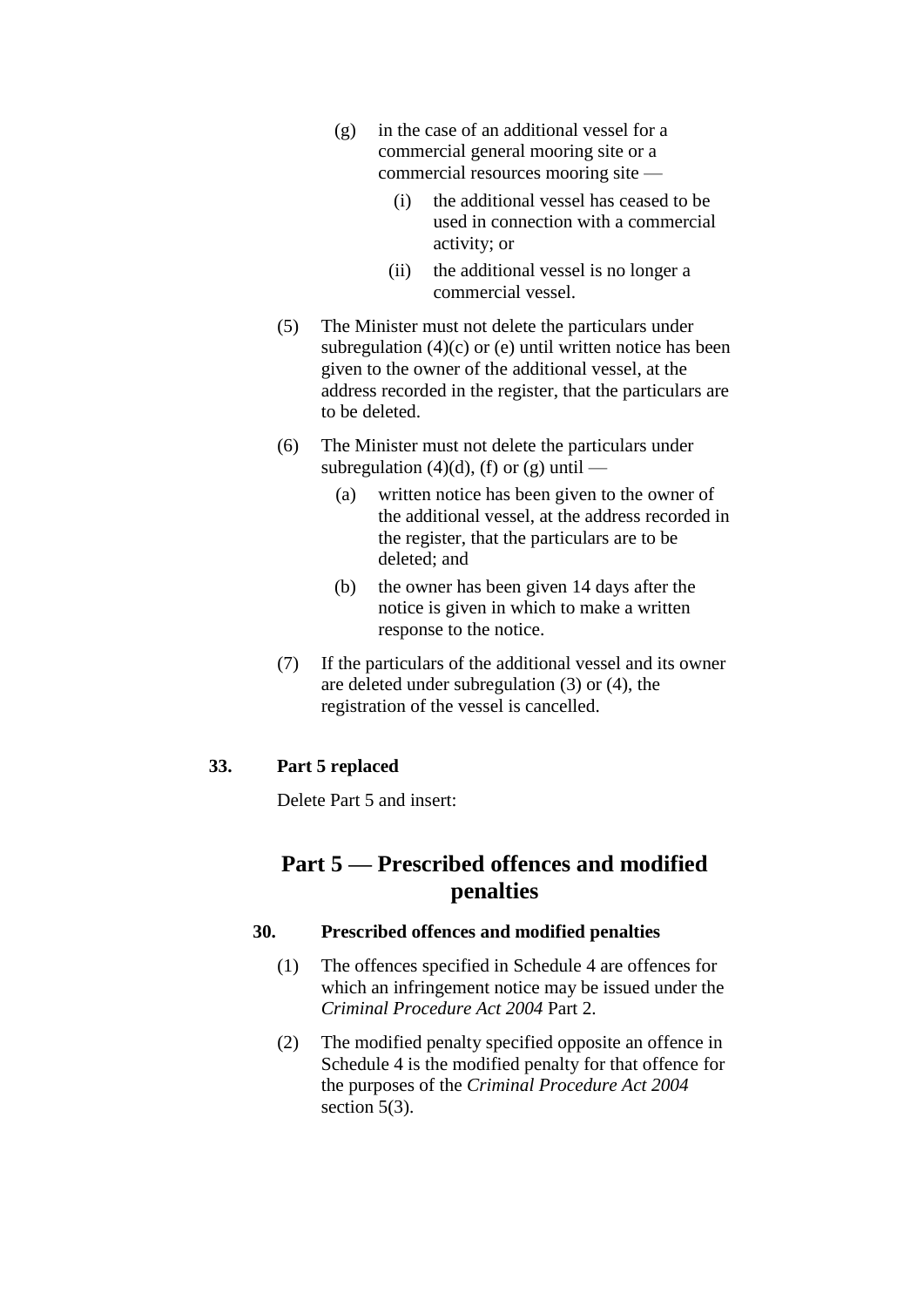(g) in the case of an additional vessel for a commercial general mooring site or a commercial resources mooring site —

 (i) the additional vessel has ceased to be used in connection with a commercial activity; or

 (ii) the additional vessel is no longer a commercial vessel.

(5) The Minister must not delete the particulars under subregulation (4)(c) or (e) until written notice has been given to the owner of the additional vessel, at the address recorded in the register, that the particulars are to be deleted.

(6) The Minister must not delete the particulars under subregulation (4)(d), (f) or (g) until —

 (a) written notice has been given to the owner of the additional vessel, at the address recorded in the register, that the particulars are to be deleted; and

 (b) the owner has been given 14 days after the notice is given in which to make a written response to the notice.

(7) If the particulars of the additional vessel and its owner are deleted under subregulation (3) or (4), the registration of the vessel is cancelled.

**33. Part 5 replaced**

Delete Part 5 and insert:

# Part 5 — Prescribed offences and modified penalties

**30. Prescribed offences and modified penalties**

(1) The offences specified in Schedule 4 are offences for which an infringement notice may be issued under the *Criminal Procedure Act 2004* Part 2.

(2) The modified penalty specified opposite an offence in Schedule 4 is the modified penalty for that offence for the purposes of the *Criminal Procedure Act 2004* section 5(3).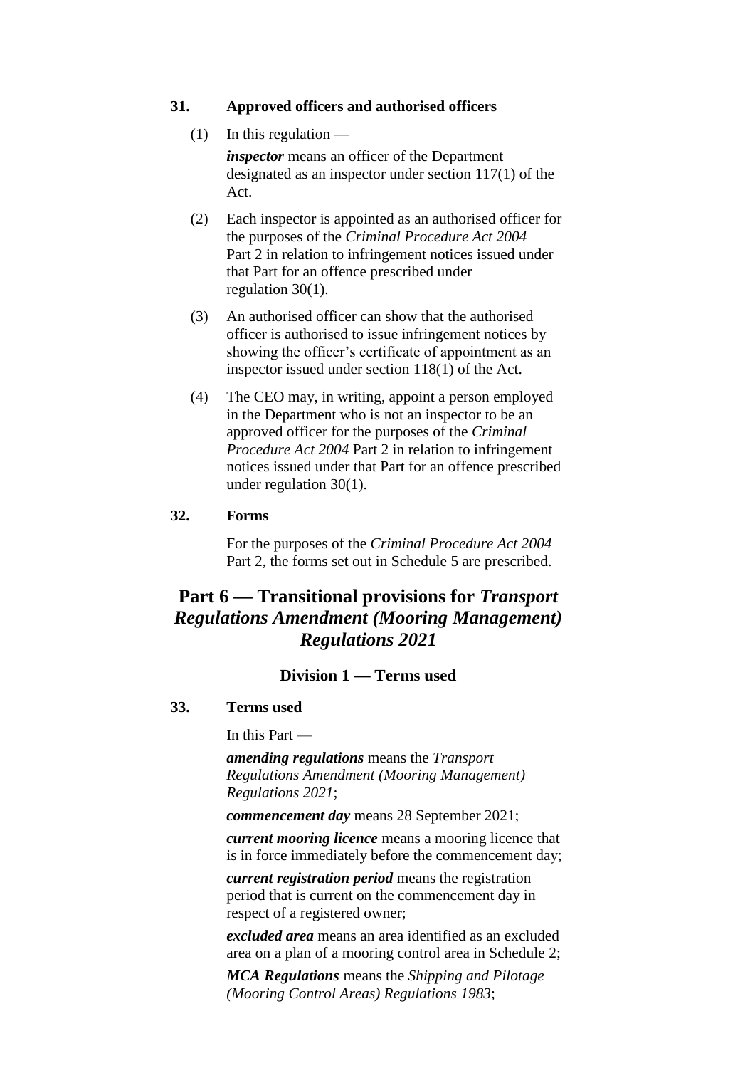**31. Approved officers and authorised officers**

(1) In this regulation —

***inspector*** means an officer of the Department designated as an inspector under section 117(1) of the Act.

(2) Each inspector is appointed as an authorised officer for the purposes of the *Criminal Procedure Act 2004* Part 2 in relation to infringement notices issued under that Part for an offence prescribed under regulation 30(1).

(3) An authorised officer can show that the authorised officer is authorised to issue infringement notices by showing the officer's certificate of appointment as an inspector issued under section 118(1) of the Act.

(4) The CEO may, in writing, appoint a person employed in the Department who is not an inspector to be an approved officer for the purposes of the *Criminal Procedure Act 2004* Part 2 in relation to infringement notices issued under that Part for an offence prescribed under regulation 30(1).

**32. Forms**

For the purposes of the *Criminal Procedure Act 2004* Part 2, the forms set out in Schedule 5 are prescribed.

# Part 6 — Transitional provisions for *Transport Regulations Amendment (Mooring Management) Regulations 2021*

## Division 1 — Terms used

**33. Terms used**

In this Part —

***amending regulations*** means the *Transport Regulations Amendment (Mooring Management) Regulations 2021*;

***commencement day*** means 28 September 2021;

***current mooring licence*** means a mooring licence that is in force immediately before the commencement day;

***current registration period*** means the registration period that is current on the commencement day in respect of a registered owner;

***excluded area*** means an area identified as an excluded area on a plan of a mooring control area in Schedule 2;

***MCA Regulations*** means the *Shipping and Pilotage (Mooring Control Areas) Regulations 1983*;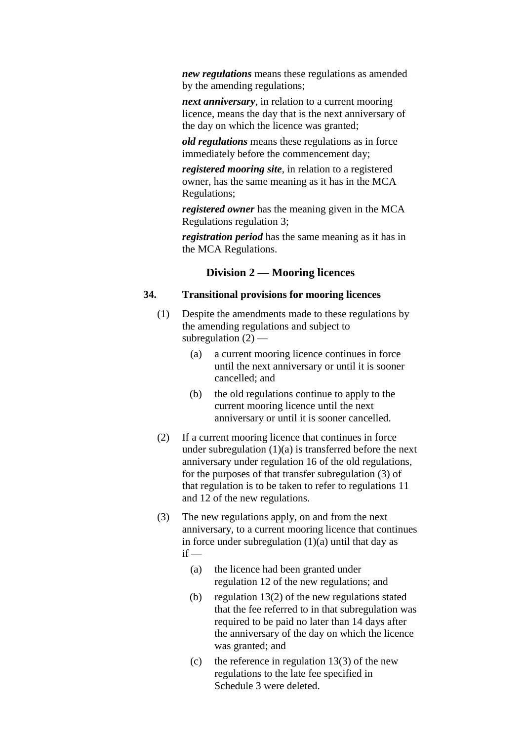***new regulations*** means these regulations as amended by the amending regulations;

***next anniversary***, in relation to a current mooring licence, means the day that is the next anniversary of the day on which the licence was granted;

***old regulations*** means these regulations as in force immediately before the commencement day;

***registered mooring site***, in relation to a registered owner, has the same meaning as it has in the MCA Regulations;

***registered owner*** has the meaning given in the MCA Regulations regulation 3;

***registration period*** has the same meaning as it has in the MCA Regulations.

## Division 2 — Mooring licences

### 34. Transitional provisions for mooring licences

(1) Despite the amendments made to these regulations by the amending regulations and subject to subregulation (2) —

  (a) a current mooring licence continues in force until the next anniversary or until it is sooner cancelled; and

  (b) the old regulations continue to apply to the current mooring licence until the next anniversary or until it is sooner cancelled.

(2) If a current mooring licence that continues in force under subregulation (1)(a) is transferred before the next anniversary under regulation 16 of the old regulations, for the purposes of that transfer subregulation (3) of that regulation is to be taken to refer to regulations 11 and 12 of the new regulations.

(3) The new regulations apply, on and from the next anniversary, to a current mooring licence that continues in force under subregulation (1)(a) until that day as if —

  (a) the licence had been granted under regulation 12 of the new regulations; and

  (b) regulation 13(2) of the new regulations stated that the fee referred to in that subregulation was required to be paid no later than 14 days after the anniversary of the day on which the licence was granted; and

  (c) the reference in regulation 13(3) of the new regulations to the late fee specified in Schedule 3 were deleted.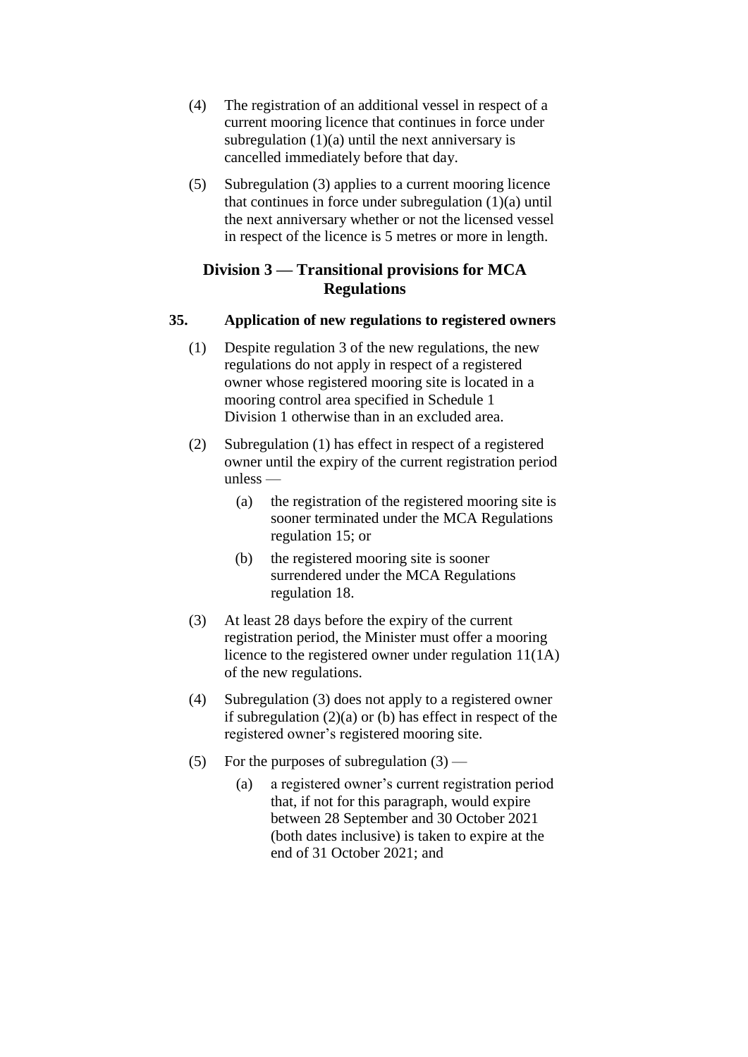(4) The registration of an additional vessel in respect of a current mooring licence that continues in force under subregulation (1)(a) until the next anniversary is cancelled immediately before that day.

(5) Subregulation (3) applies to a current mooring licence that continues in force under subregulation (1)(a) until the next anniversary whether or not the licensed vessel in respect of the licence is 5 metres or more in length.

## Division 3 — Transitional provisions for MCA Regulations

### 35. Application of new regulations to registered owners

(1) Despite regulation 3 of the new regulations, the new regulations do not apply in respect of a registered owner whose registered mooring site is located in a mooring control area specified in Schedule 1 Division 1 otherwise than in an excluded area.

(2) Subregulation (1) has effect in respect of a registered owner until the expiry of the current registration period unless —

- (a) the registration of the registered mooring site is sooner terminated under the MCA Regulations regulation 15; or
- (b) the registered mooring site is sooner surrendered under the MCA Regulations regulation 18.

(3) At least 28 days before the expiry of the current registration period, the Minister must offer a mooring licence to the registered owner under regulation 11(1A) of the new regulations.

(4) Subregulation (3) does not apply to a registered owner if subregulation (2)(a) or (b) has effect in respect of the registered owner's registered mooring site.

(5) For the purposes of subregulation (3) —

- (a) a registered owner's current registration period that, if not for this paragraph, would expire between 28 September and 30 October 2021 (both dates inclusive) is taken to expire at the end of 31 October 2021; and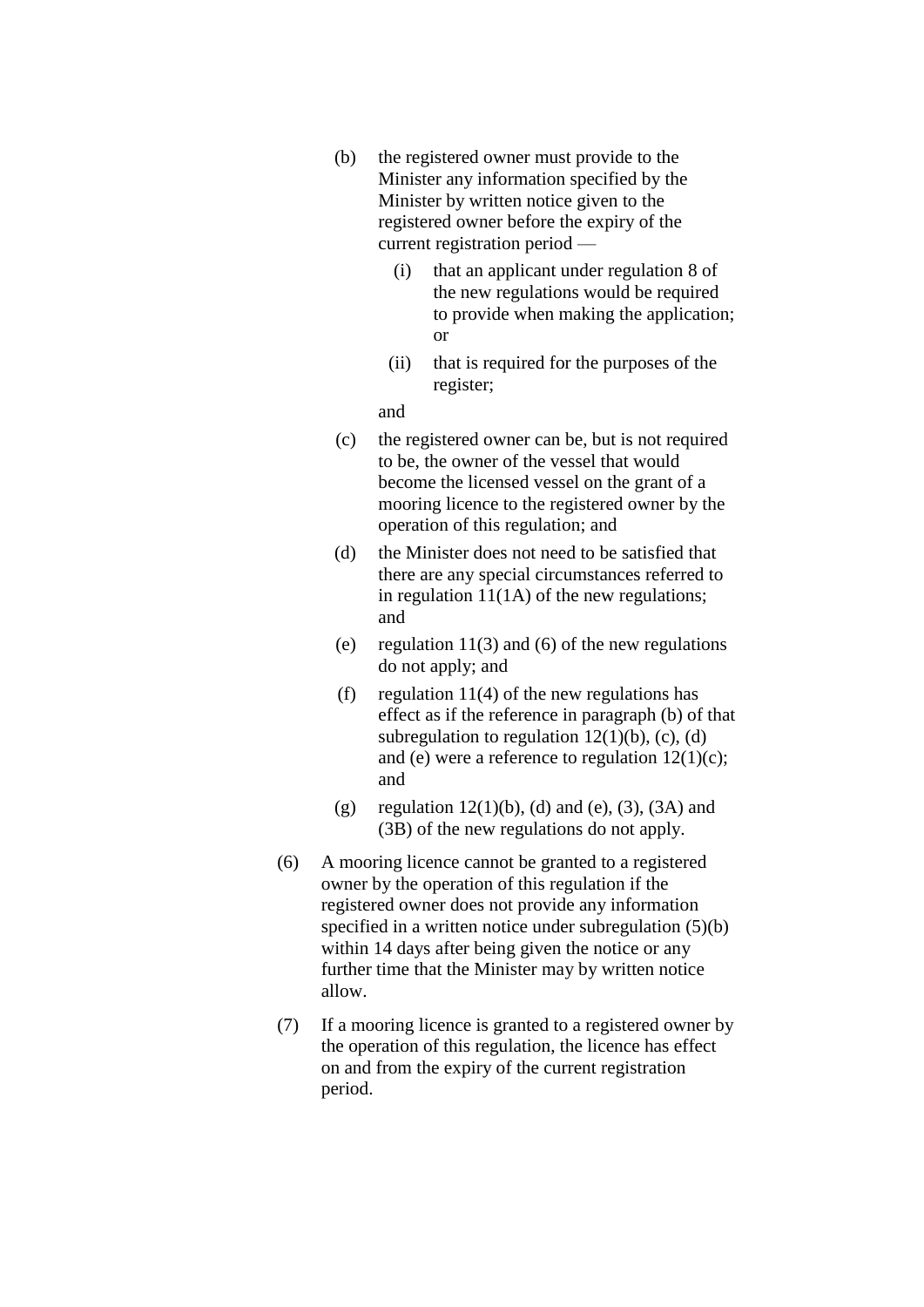(b) the registered owner must provide to the Minister any information specified by the Minister by written notice given to the registered owner before the expiry of the current registration period —

  (i) that an applicant under regulation 8 of the new regulations would be required to provide when making the application; or

  (ii) that is required for the purposes of the register;

  and

(c) the registered owner can be, but is not required to be, the owner of the vessel that would become the licensed vessel on the grant of a mooring licence to the registered owner by the operation of this regulation; and

(d) the Minister does not need to be satisfied that there are any special circumstances referred to in regulation 11(1A) of the new regulations; and

(e) regulation 11(3) and (6) of the new regulations do not apply; and

(f) regulation 11(4) of the new regulations has effect as if the reference in paragraph (b) of that subregulation to regulation 12(1)(b), (c), (d) and (e) were a reference to regulation 12(1)(c); and

(g) regulation 12(1)(b), (d) and (e), (3), (3A) and (3B) of the new regulations do not apply.

(6) A mooring licence cannot be granted to a registered owner by the operation of this regulation if the registered owner does not provide any information specified in a written notice under subregulation (5)(b) within 14 days after being given the notice or any further time that the Minister may by written notice allow.

(7) If a mooring licence is granted to a registered owner by the operation of this regulation, the licence has effect on and from the expiry of the current registration period.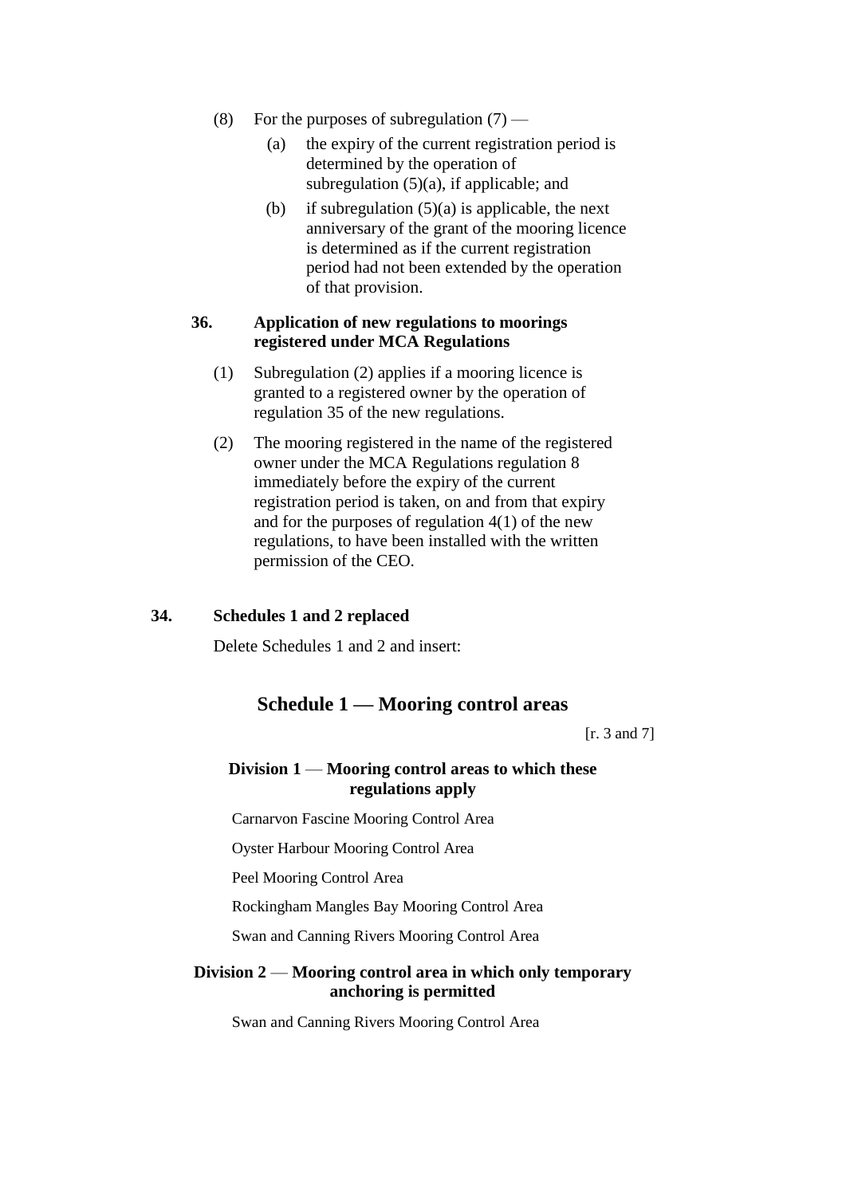(8) For the purposes of subregulation (7) —

(a) the expiry of the current registration period is determined by the operation of subregulation (5)(a), if applicable; and

(b) if subregulation (5)(a) is applicable, the next anniversary of the grant of the mooring licence is determined as if the current registration period had not been extended by the operation of that provision.

**36. Application of new regulations to moorings registered under MCA Regulations**

(1) Subregulation (2) applies if a mooring licence is granted to a registered owner by the operation of regulation 35 of the new regulations.

(2) The mooring registered in the name of the registered owner under the MCA Regulations regulation 8 immediately before the expiry of the current registration period is taken, on and from that expiry and for the purposes of regulation 4(1) of the new regulations, to have been installed with the written permission of the CEO.

**34. Schedules 1 and 2 replaced**

Delete Schedules 1 and 2 and insert:

## Schedule 1 — Mooring control areas

[r. 3 and 7]

### Division 1 — Mooring control areas to which these regulations apply

Carnarvon Fascine Mooring Control Area

Oyster Harbour Mooring Control Area

Peel Mooring Control Area

Rockingham Mangles Bay Mooring Control Area

Swan and Canning Rivers Mooring Control Area

### Division 2 — Mooring control area in which only temporary anchoring is permitted

Swan and Canning Rivers Mooring Control Area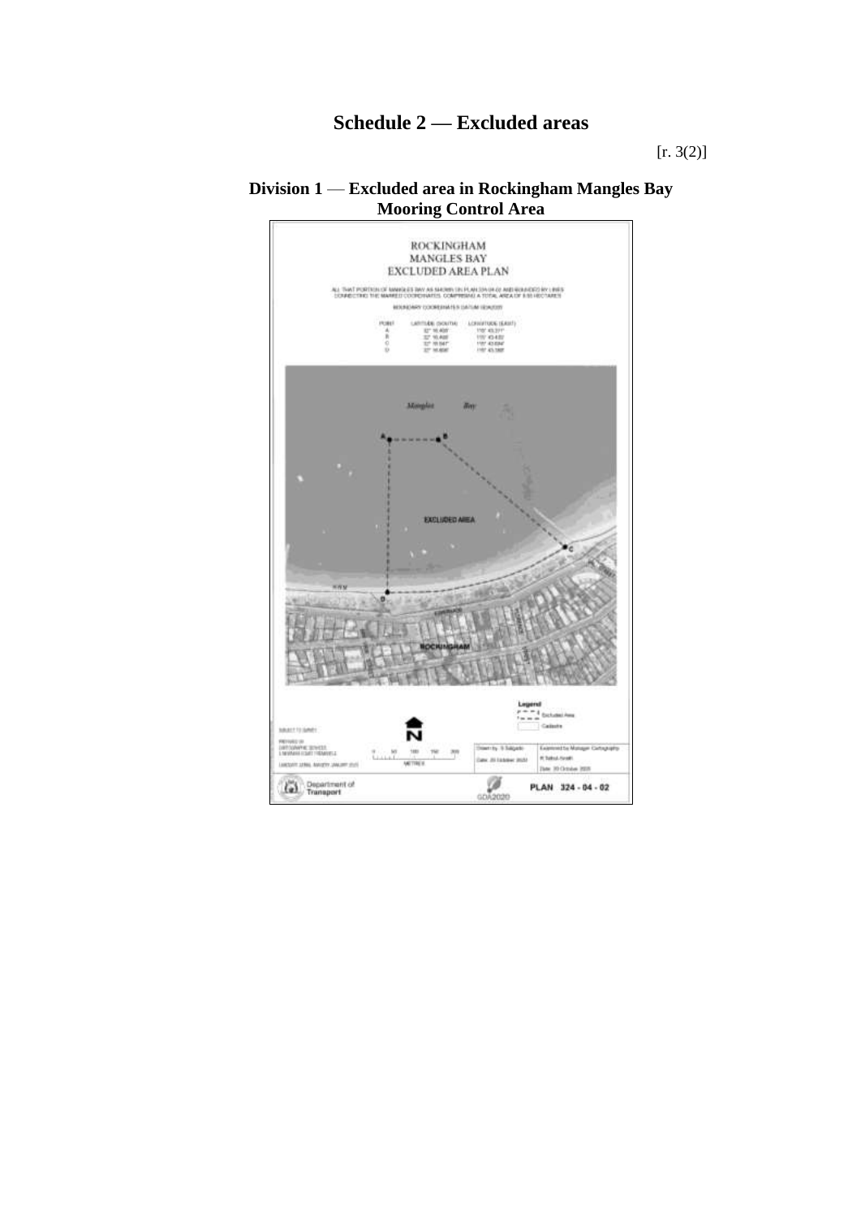# Schedule 2 — Excluded areas

[r. 3(2)]

## Division 1 — Excluded area in Rockingham Mangles Bay Mooring Control Area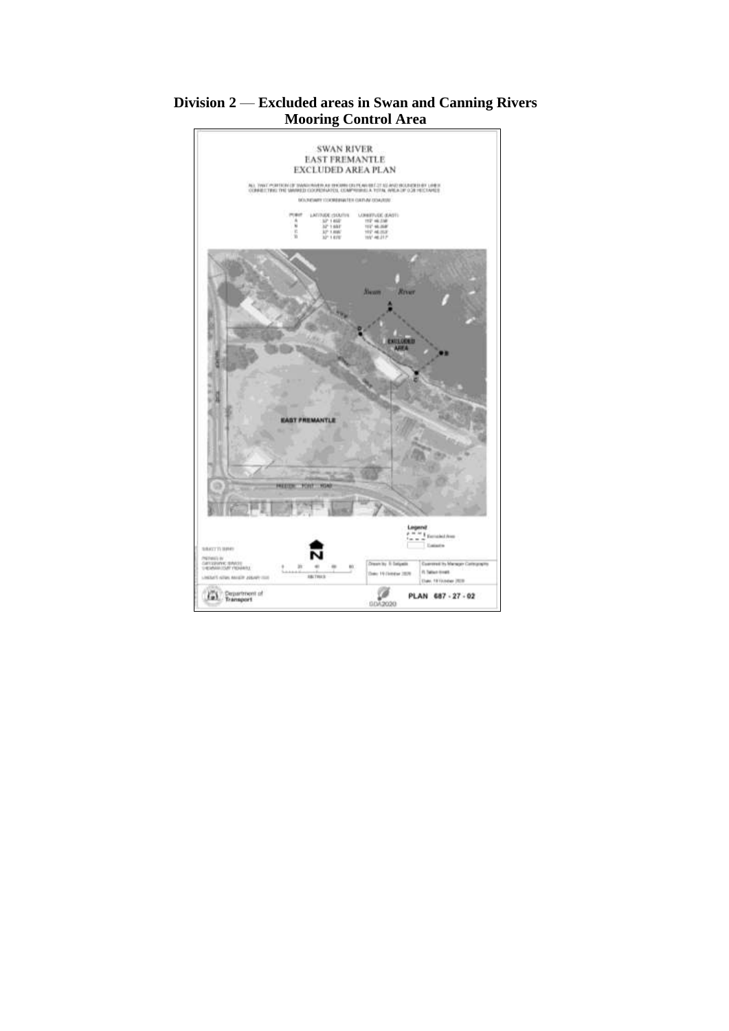**Division 2 — Excluded areas in Swan and Canning Rivers Mooring Control Area**

SWAN RIVER
EAST FREMANTLE
EXCLUDED AREA PLAN

ALL THAT PORTION OF SWAN RIVER AS SHOWN ON PLAN 687-27-02 AND BOUNDED BY LINES CONNECTING THE MARKED COORDINATES, COMPRISING A TOTAL AREA OF 0.28 HECTARES

BOUNDARY COORDINATES DATUM GDA2020

| POINT | LATITUDE (SOUTH) | LONGITUDE (EAST) |
|---|---|---|
| A | 32° 1.658' | 115° 46.238' |
| B | 32° 1.683' | 115° 46.268' |
| C | 32° 1.698' | 115° 46.253' |
| D | 32° 1.670' | 115° 46.217' |

Swan River

EXCLUDED AREA

EAST FREMANTLE

PRESTON POINT ROAD

Legend
Excluded Area
Cadastre

METRES

Drawn by: S. Salgado
Date: 19 October 2020

Examined by Manager Cartography
R. Tallon-Smith
Date: 19 October 2020

Department of Transport

GDA2020

PLAN 687 - 27 - 02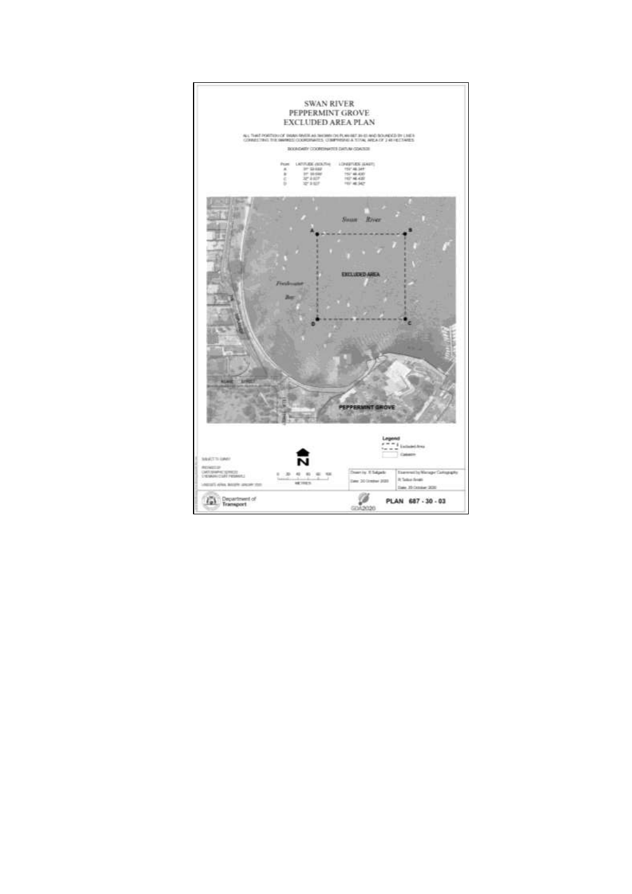# SWAN RIVER
# PEPPERMINT GROVE
# EXCLUDED AREA PLAN

ALL THAT PORTION OF SWAN RIVER AS SHOWN ON PLAN 687-30-03 AND BOUNDED BY LINES CONNECTING THE MARKED COORDINATES, COMPRISING A TOTAL AREA OF 2.48 HECTARES.

BOUNDARY COORDINATES DATUM GDA2020

| Point | LATITUDE (SOUTH) | LONGITUDE (EAST) |
|---|---|---|
| A | 31° 59.939' | 115° 46.341' |
| B | 31° 59.939' | 115° 46.430' |
| C | 32° 0.027' | 115° 46.430' |
| D | 32° 0.027' | 115° 46.342' |

Swan River

EXCLUDED AREA

Freshwater Bay

PEPPERMINT GROVE

Legend
Excluded Area
Cadastre

N

0 20 40 60 80 100
METRES

SUBJECT TO SURVEY

PRODUCED BY CARTOGRAPHIC SERVICES, FREMANTLE

Drawn by: R Salgado
Date: 20 October 2020

Examined by Manager Cartography: R Talbot-Smith
Date: 20 October 2020

Department of Transport

GDA2020

PLAN 687 - 30 - 03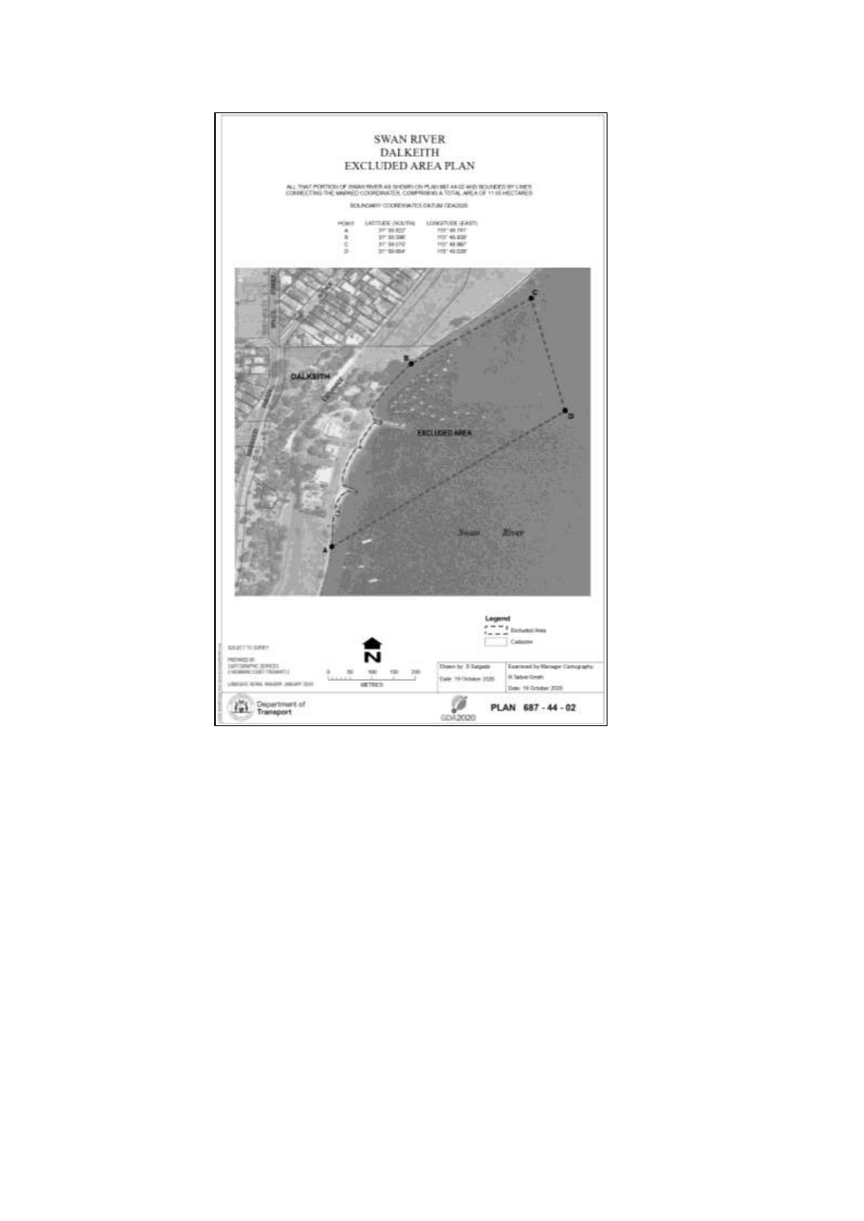# SWAN RIVER
# DALKEITH
# EXCLUDED AREA PLAN

ALL THAT PORTION OF SWAN RIVER AS SHOWN ON PLAN 687-44-02 AND BOUNDED BY LINES CONNECTING THE MARKED COORDINATES, COMPRISING A TOTAL AREA OF 11.05 HECTARES

BOUNDARY COORDINATES DATUM GDA2020

| POINT | LATITUDE (SOUTH) | LONGITUDE (EAST) |
|---|---|---|
| A | 31° 59.822' | 115° 46.741' |
| B | 31° 59.596' | 115° 46.839' |
| C | 31° 59.510' | 115° 46.987' |
| D | 31° 59.664' | 115° 47.028' |

DALKEITH

EXCLUDED AREA

Swan River

Legend

Excluded Area

Cadastre

SUBJECT TO SURVEY

PREPARED BY CARTOGRAPHIC SERVICES 2 NEWMAN COURT FREMANTLE

LANDGATE AERIAL IMAGERY JANUARY 2020

0 50 100 150 200

METRES

Drawn by: R Salgado

Date: 19 October 2020

Examined by Manager Cartography: R Salva-Smith

Date: 19 October 2020

Department of Transport

GDA2020

PLAN 687 - 44 - 02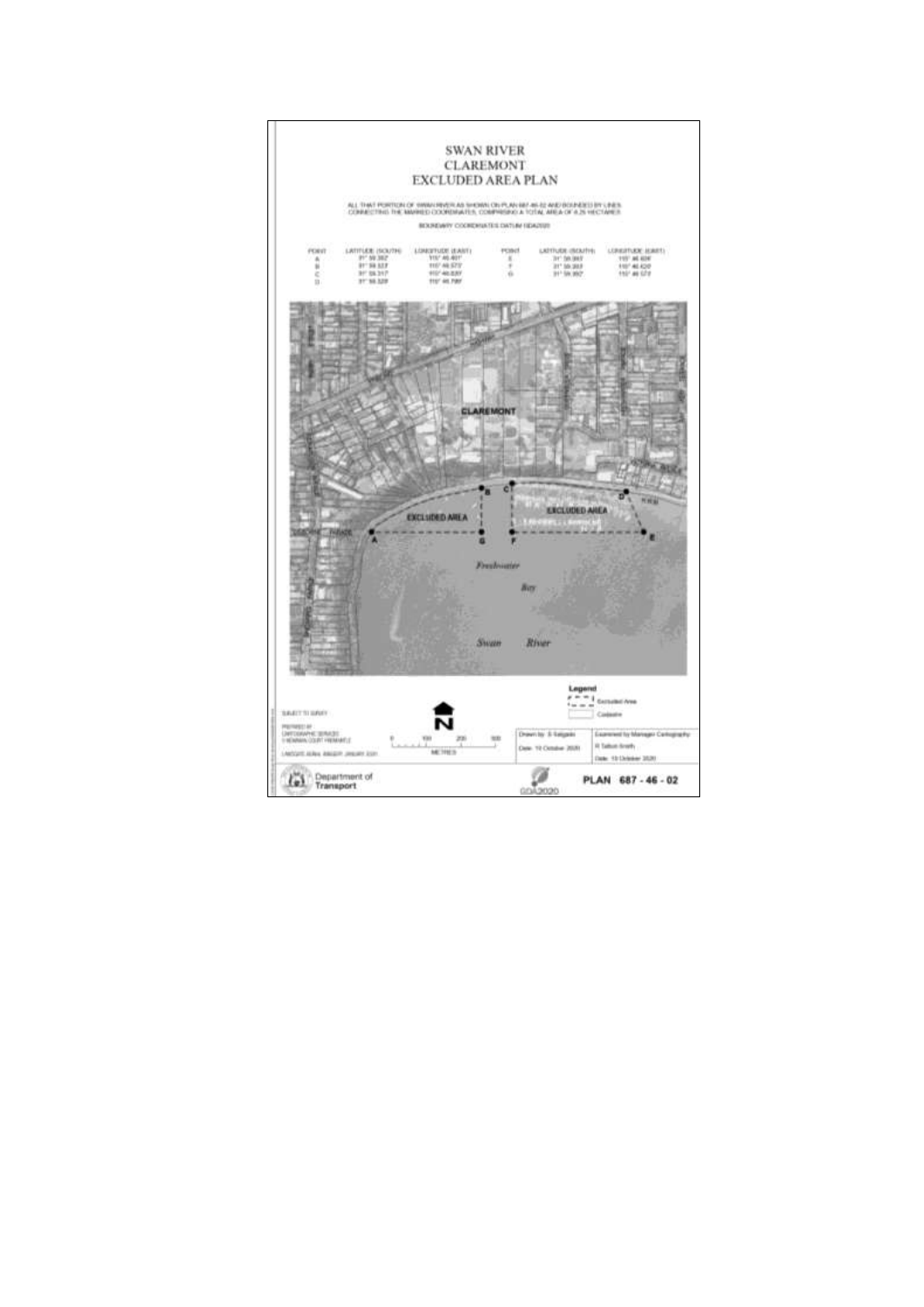# SWAN RIVER
# CLAREMONT
# EXCLUDED AREA PLAN

ALL THAT PORTION OF SWAN RIVER AS SHOWN ON PLAN 687-46-02 AND BOUNDED BY LINES CONNECTING THE MARKED COORDINATES, COMPRISING A TOTAL AREA OF 8.25 HECTARES

BOUNDARY COORDINATES DATUM GDA2020

| POINT | LATITUDE (SOUTH) | LONGITUDE (EAST) | POINT | LATITUDE (SOUTH) | LONGITUDE (EAST) |
|---|---|---|---|---|---|
| A | 31° 59.382' | 115° 46.491' | E | 31° 59.383' | 115° 46.826' |
| B | 31° 59.323' | 115° 46.573' | F | 31° 59.383' | 115° 46.620' |
| C | 31° 59.317' | 115° 46.620' | G | 31° 59.382' | 115° 46.573' |
| D | 31° 59.329' | 115° 46.789' | | | |

CLAREMONT

EXCLUDED AREA

EXCLUDED AREA

A B C D E F G

Freshwater Bay

Swan River

**Legend**

Excluded Area

Cadastre

SUBJECT TO SURVEY

PREPARED BY
CARTOGRAPHIC SERVICES
1 NEWMAN COURT FREMANTLE

LANDGATE AERIAL IMAGERY JANUARY 2020

0 100 200 300
METRES

N

| Drawn by: S Salgado | Examined by Manager Cartography |
|---|---|
| Date: 15 October 2020 | R Talbot-Smith |
| | Date: 15 October 2020 |

Department of Transport

GDA2020

PLAN 687 - 46 - 02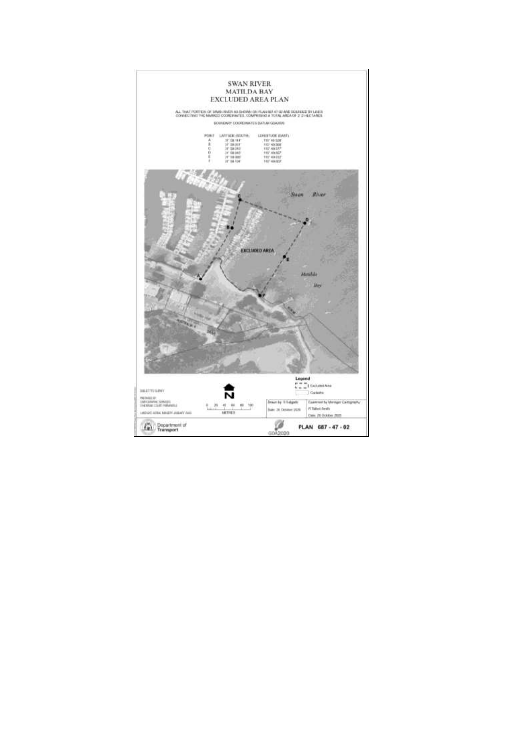# SWAN RIVER
# MATILDA BAY
# EXCLUDED AREA PLAN

ALL THAT PORTION OF SWAN RIVER AS SHOWN ON PLAN 687-47-02 AND BOUNDED BY LINES CONNECTING THE MARKED COORDINATES, COMPRISING A TOTAL AREA OF 2.12 HECTARES.

BOUNDARY COORDINATES DATUM GDA2020

| POINT | LATITUDE (SOUTH) | LONGITUDE (EAST) |
|---|---|---|
| A | 31° 58.114' | 115° 49.528' |
| B | 31° 58.051' | 115° 49.568' |
| C | 31° 58.010' | 115° 49.577' |
| D | 31° 58.045' | 115° 49.657' |
| E | 31° 58.085' | 115° 49.632' |
| F | 31° 58.124' | 115° 49.603' |

Swan River

EXCLUDED AREA

Matilda Bay

Legend

Excluded Area

Cadastre

SUBJECT TO SURVEY

PREPARED BY
CARTOGRAPHIC SERVICES
3 NEWMAN COURT FREMANTLE

LANDGATE AERIAL IMAGERY JANUARY 2020

0 20 40 60 80 100
METRES

Drawn by: S Salgado

Date: 20 October 2020

Examined by Manager Cartography
R Talbot-Smith

Date: 20 October 2020

Department of Transport

GDA2020

PLAN 687 - 47 - 02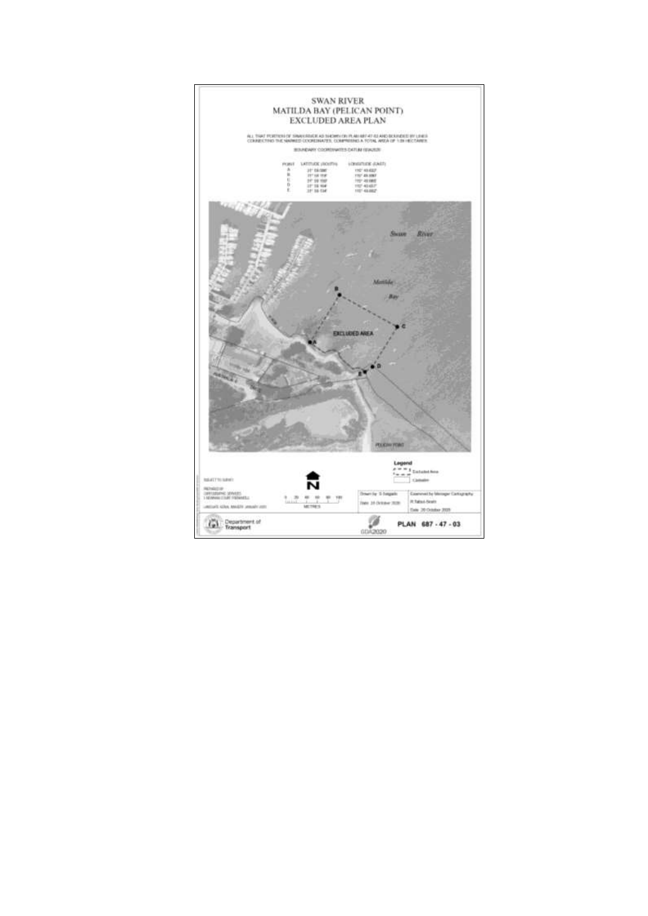# SWAN RIVER
# MATILDA BAY (PELICAN POINT)
# EXCLUDED AREA PLAN

ALL THAT PORTION OF SWAN RIVER AS SHOWN ON PLAN 687-47-03 AND BOUNDED BY LINES CONNECTING THE MARKED COORDINATES, COMPRISING A TOTAL AREA OF 1.09 HECTARES.

BOUNDARY COORDINATES DATUM GDA2020

| POINT | LATITUDE (SOUTH) | LONGITUDE (EAST) |
|---|---|---|
| A | 31° 59.086' | 115° 49.622' |
| B | 31° 59.119' | 115° 49.696' |
| C | 31° 59.150' | 115° 49.665' |
| D | 31° 59.164' | 115° 49.657' |
| E | 31° 59.134' | 115° 49.662' |

Swan River

Matilda Bay

EXCLUDED AREA

PELICAN POINT

**Legend**

Excluded Area

Cadastre

SUBJECT TO SURVEY

PREPARED BY
CARTOGRAPHIC SERVICES
1 BOWMAN COURT FREMANTLE

LANDGATE AERIAL IMAGES: JANUARY 2020

0 20 40 60 80 100
METRES

| Drawn by: S. Salgado | Examined by Manager Cartography R Tabus-Snaith |
|---|---|
| Date: 23 October 2020 | Date: 26 October 2020 |

Department of Transport

GDA2020

PLAN 687 - 47 - 03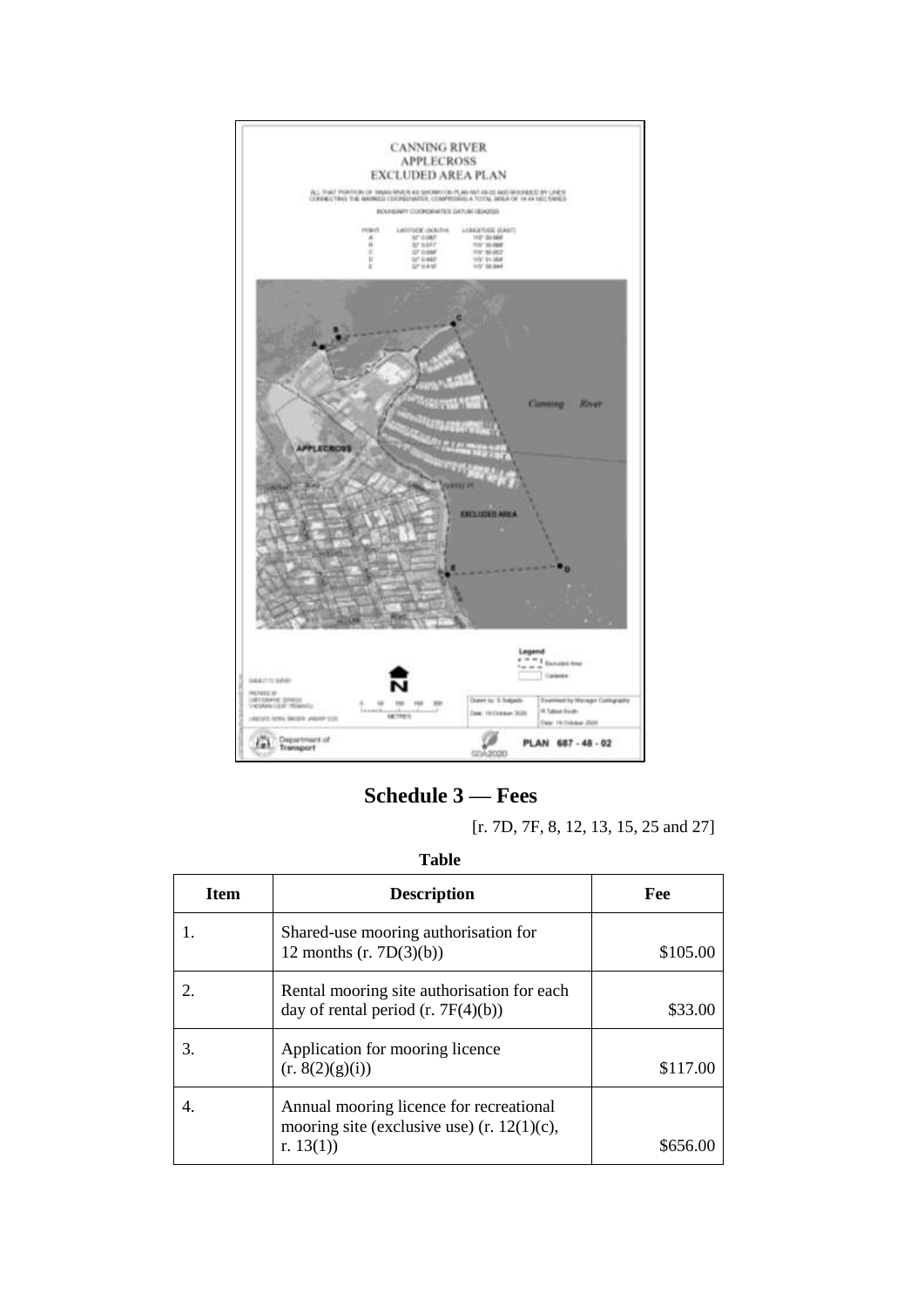CANNING RIVER
APPLECROSS
EXCLUDED AREA PLAN

## Schedule 3 — Fees

[r. 7D, 7F, 8, 12, 13, 15, 25 and 27]

**Table**

| Item | Description | Fee |
|---|---|---|
| 1. | Shared-use mooring authorisation for 12 months (r. 7D(3)(b)) | $105.00 |
| 2. | Rental mooring site authorisation for each day of rental period (r. 7F(4)(b)) | $33.00 |
| 3. | Application for mooring licence (r. 8(2)(g)(i)) | $117.00 |
| 4. | Annual mooring licence for recreational mooring site (exclusive use) (r. 12(1)(c), r. 13(1)) | $656.00 |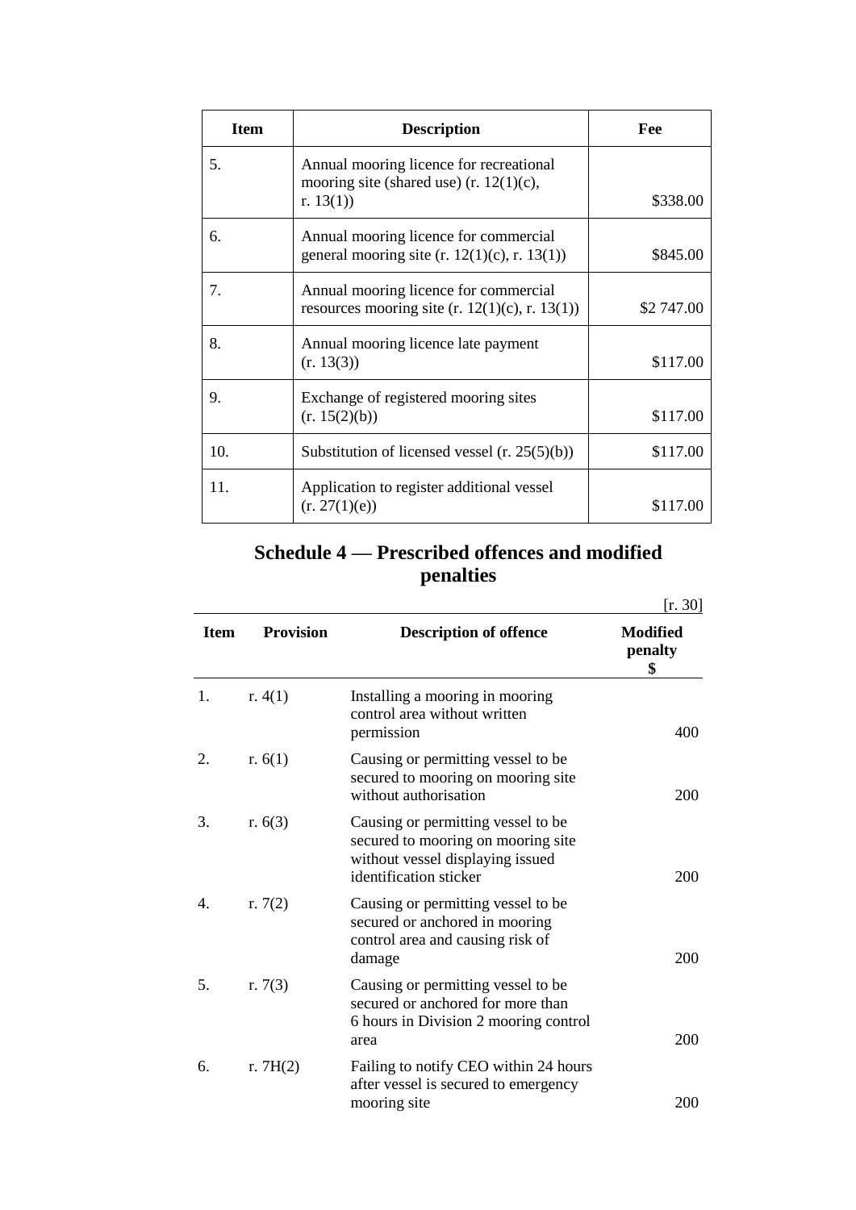| Item | Description | Fee |
|---|---|---|
| 5. | Annual mooring licence for recreational mooring site (shared use) (r. 12(1)(c), r. 13(1)) | $338.00 |
| 6. | Annual mooring licence for commercial general mooring site (r. 12(1)(c), r. 13(1)) | $845.00 |
| 7. | Annual mooring licence for commercial resources mooring site (r. 12(1)(c), r. 13(1)) | $2 747.00 |
| 8. | Annual mooring licence late payment (r. 13(3)) | $117.00 |
| 9. | Exchange of registered mooring sites (r. 15(2)(b)) | $117.00 |
| 10. | Substitution of licensed vessel (r. 25(5)(b)) | $117.00 |
| 11. | Application to register additional vessel (r. 27(1)(e)) | $117.00 |

## Schedule 4 — Prescribed offences and modified penalties

[r. 30]

| Item | Provision | Description of offence | Modified penalty $ |
|---|---|---|---|
| 1. | r. 4(1) | Installing a mooring in mooring control area without written permission | 400 |
| 2. | r. 6(1) | Causing or permitting vessel to be secured to mooring on mooring site without authorisation | 200 |
| 3. | r. 6(3) | Causing or permitting vessel to be secured to mooring on mooring site without vessel displaying issued identification sticker | 200 |
| 4. | r. 7(2) | Causing or permitting vessel to be secured or anchored in mooring control area and causing risk of damage | 200 |
| 5. | r. 7(3) | Causing or permitting vessel to be secured or anchored for more than 6 hours in Division 2 mooring control area | 200 |
| 6. | r. 7H(2) | Failing to notify CEO within 24 hours after vessel is secured to emergency mooring site | 200 |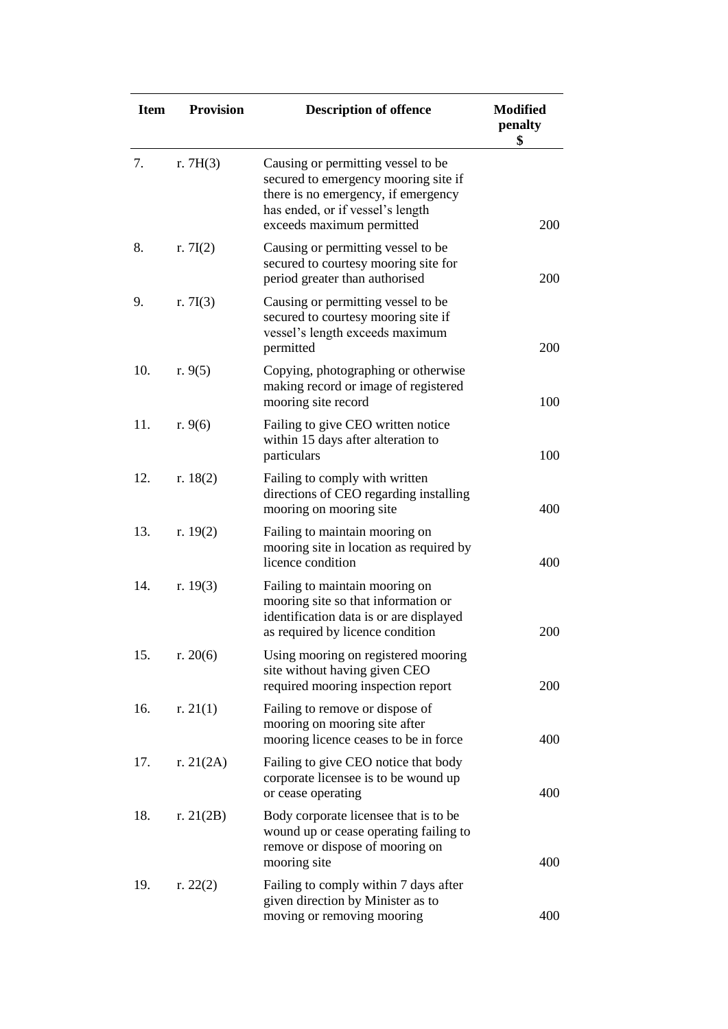| Item | Provision | Description of offence | Modified penalty $ |
|---|---|---|---|
| 7. | r. 7H(3) | Causing or permitting vessel to be secured to emergency mooring site if there is no emergency, if emergency has ended, or if vessel's length exceeds maximum permitted | 200 |
| 8. | r. 7I(2) | Causing or permitting vessel to be secured to courtesy mooring site for period greater than authorised | 200 |
| 9. | r. 7I(3) | Causing or permitting vessel to be secured to courtesy mooring site if vessel's length exceeds maximum permitted | 200 |
| 10. | r. 9(5) | Copying, photographing or otherwise making record or image of registered mooring site record | 100 |
| 11. | r. 9(6) | Failing to give CEO written notice within 15 days after alteration to particulars | 100 |
| 12. | r. 18(2) | Failing to comply with written directions of CEO regarding installing mooring on mooring site | 400 |
| 13. | r. 19(2) | Failing to maintain mooring on mooring site in location as required by licence condition | 400 |
| 14. | r. 19(3) | Failing to maintain mooring on mooring site so that information or identification data is or are displayed as required by licence condition | 200 |
| 15. | r. 20(6) | Using mooring on registered mooring site without having given CEO required mooring inspection report | 200 |
| 16. | r. 21(1) | Failing to remove or dispose of mooring on mooring site after mooring licence ceases to be in force | 400 |
| 17. | r. 21(2A) | Failing to give CEO notice that body corporate licensee is to be wound up or cease operating | 400 |
| 18. | r. 21(2B) | Body corporate licensee that is to be wound up or cease operating failing to remove or dispose of mooring on mooring site | 400 |
| 19. | r. 22(2) | Failing to comply within 7 days after given direction by Minister as to moving or removing mooring | 400 |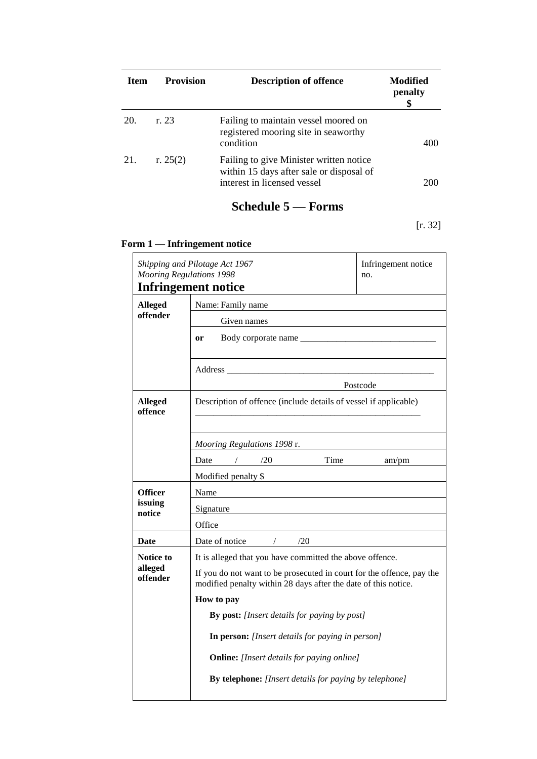| Item | Provision | Description of offence | Modified penalty $ |
|---|---|---|---|
| 20. | r. 23 | Failing to maintain vessel moored on registered mooring site in seaworthy condition | 400 |
| 21. | r. 25(2) | Failing to give Minister written notice within 15 days after sale or disposal of interest in licensed vessel | 200 |

# Schedule 5 — Forms

[r. 32]

## Form 1 — Infringement notice

| *Shipping and Pilotage Act 1967*<br>*Mooring Regulations 1998*<br>**Infringement notice** | | Infringement notice no. |
|---|---|---|
| **Alleged offender** | Name: Family name | |
| | Given names | |
| | **or** Body corporate name ______________________________ | |
| | Address ______________________________________________ Postcode | |
| **Alleged offence** | Description of offence (include details of vessel if applicable) ___________________________________________________ | |
| | *Mooring Regulations 1998* r. | |
| | Date / /20 Time am/pm | |
| | Modified penalty $ | |
| **Officer issuing notice** | Name | |
| | Signature | |
| | Office | |
| **Date** | Date of notice / /20 | |
| **Notice to alleged offender** | It is alleged that you have committed the above offence.<br>If you do not want to be prosecuted in court for the offence, pay the modified penalty within 28 days after the date of this notice.<br>**How to pay**<br>**By post:** *[Insert details for paying by post]*<br>**In person:** *[Insert details for paying in person]*<br>**Online:** *[Insert details for paying online]*<br>**By telephone:** *[Insert details for paying by telephone]* | |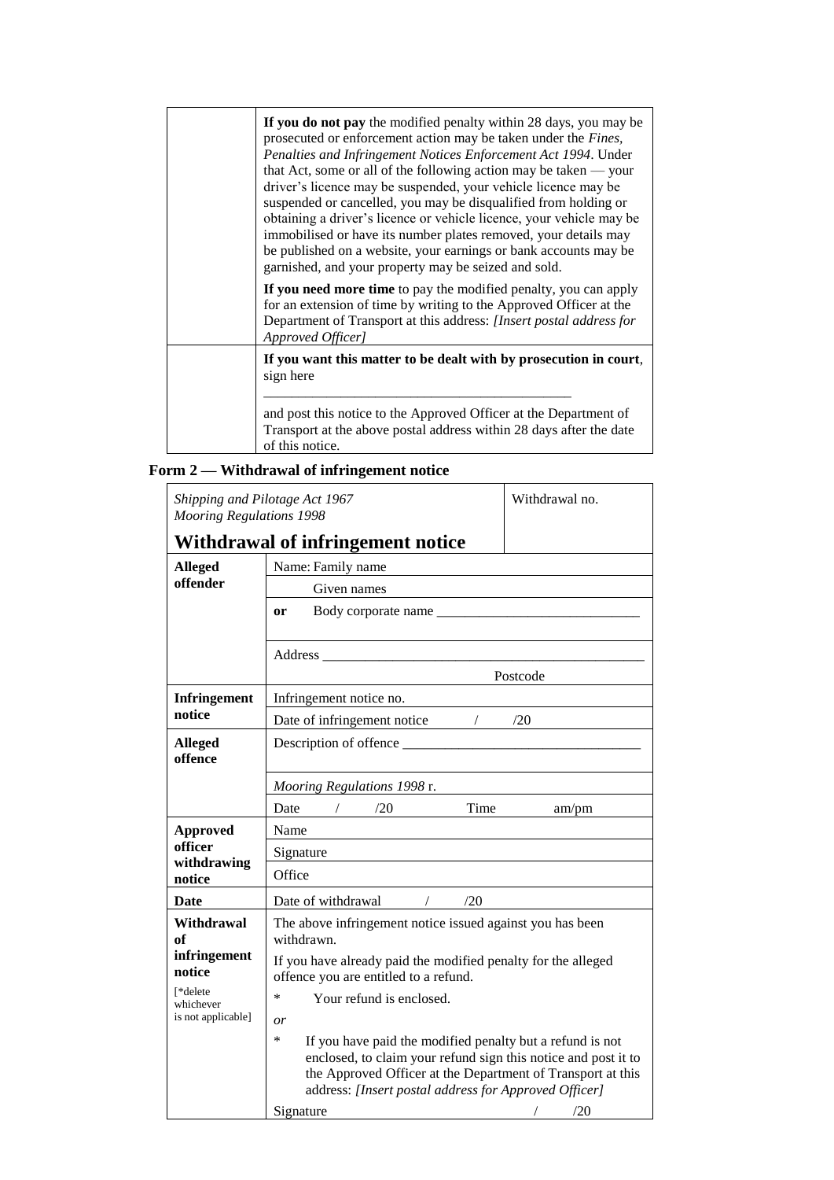| | |
|---|---|
| | **If you do not pay** the modified penalty within 28 days, you may be prosecuted or enforcement action may be taken under the *Fines, Penalties and Infringement Notices Enforcement Act 1994*. Under that Act, some or all of the following action may be taken — your driver's licence may be suspended, your vehicle licence may be suspended or cancelled, you may be disqualified from holding or obtaining a driver's licence or vehicle licence, your vehicle may be immobilised or have its number plates removed, your details may be published on a website, your earnings or bank accounts may be garnished, and your property may be seized and sold. **If you need more time** to pay the modified penalty, you can apply for an extension of time by writing to the Approved Officer at the Department of Transport at this address: *[Insert postal address for Approved Officer]* |
| | **If you want this matter to be dealt with by prosecution in court**, sign here ______________________________ and post this notice to the Approved Officer at the Department of Transport at the above postal address within 28 days after the date of this notice. |

## Form 2 — Withdrawal of infringement notice

| *Shipping and Pilotage Act 1967* *Mooring Regulations 1998* **Withdrawal of infringement notice** | | Withdrawal no. |
|---|---|---|
| **Alleged offender** | Name: Family name | |
| | Given names | |
| | **or** Body corporate name ______________________________ | |
| | Address ______________________________ Postcode | |
| **Infringement notice** | Infringement notice no. | |
| | Date of infringement notice / /20 | |
| **Alleged offence** | Description of offence ______________________________ | |
| | *Mooring Regulations 1998* r. | |
| | Date / /20 Time am/pm | |
| **Approved officer withdrawing notice** | Name | |
| | Signature | |
| | Office | |
| **Date** | Date of withdrawal / /20 | |
| **Withdrawal of infringement notice** [*delete whichever is not applicable] | The above infringement notice issued against you has been withdrawn. If you have already paid the modified penalty for the alleged offence you are entitled to a refund. * Your refund is enclosed. *or* * If you have paid the modified penalty but a refund is not enclosed, to claim your refund sign this notice and post it to the Approved Officer at the Department of Transport at this address: *[Insert postal address for Approved Officer]* | |
| | Signature / /20 | |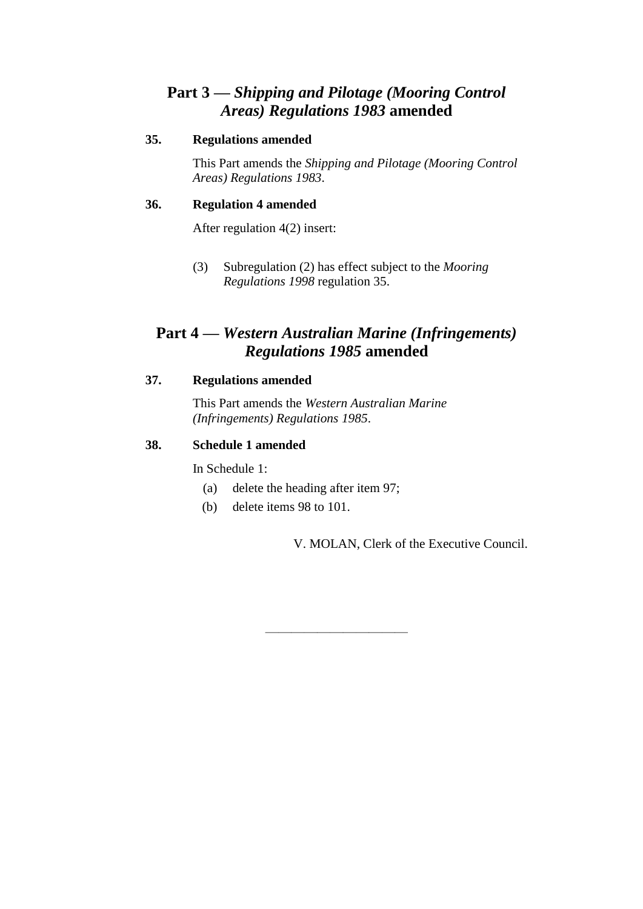## Part 3 — *Shipping and Pilotage (Mooring Control Areas) Regulations 1983* amended

### 35. Regulations amended

This Part amends the *Shipping and Pilotage (Mooring Control Areas) Regulations 1983*.

### 36. Regulation 4 amended

After regulation 4(2) insert:

(3) Subregulation (2) has effect subject to the *Mooring Regulations 1998* regulation 35.

## Part 4 — *Western Australian Marine (Infringements) Regulations 1985* amended

### 37. Regulations amended

This Part amends the *Western Australian Marine (Infringements) Regulations 1985*.

### 38. Schedule 1 amended

In Schedule 1:

(a) delete the heading after item 97;

(b) delete items 98 to 101.

V. MOLAN, Clerk of the Executive Council.

---